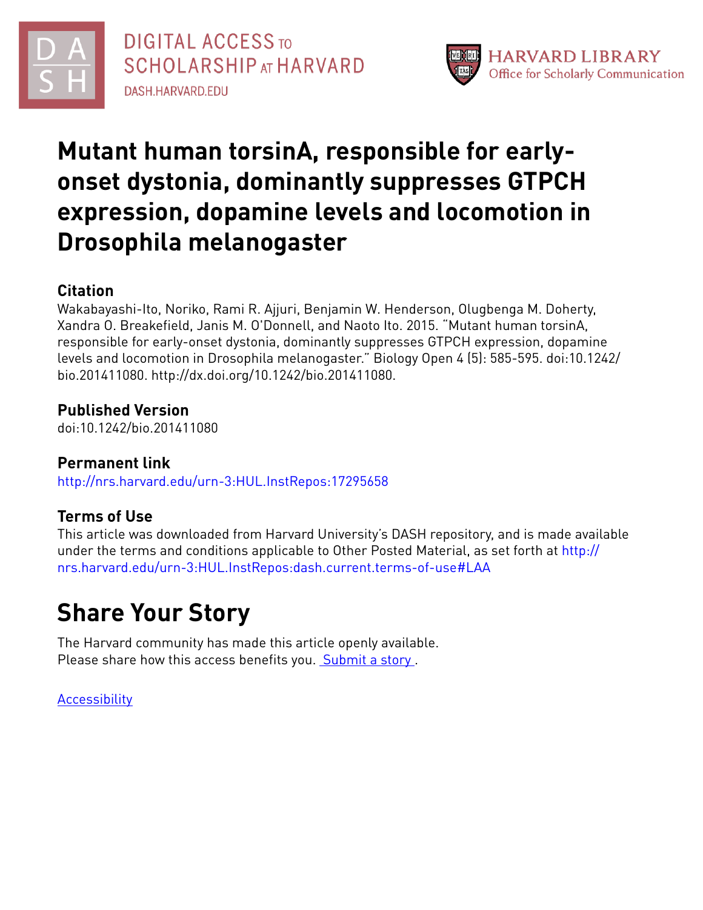# Mutant human torsinA, responsible for early-onset dystonia, dominantly suppresses GTPCH expression, dopamine levels and locomotion in Drosophila melanogaster

## Citation

Wakabayashi-Ito, Noriko, Rami R. Ajjuri, Benjamin W. Henderson, Olugbenga M. Doherty, Xandra O. Breakefield, Janis M. O'Donnell, and Naoto Ito. 2015. "Mutant human torsinA, responsible for early-onset dystonia, dominantly suppresses GTPCH expression, dopamine levels and locomotion in Drosophila melanogaster." Biology Open 4 (5): 585-595. doi:10.1242/bio.201411080. http://dx.doi.org/10.1242/bio.201411080.

## Published Version

doi:10.1242/bio.201411080

## Permanent link

http://nrs.harvard.edu/urn-3:HUL.InstRepos:17295658

## Terms of Use

This article was downloaded from Harvard University's DASH repository, and is made available under the terms and conditions applicable to Other Posted Material, as set forth at http://nrs.harvard.edu/urn-3:HUL.InstRepos:dash.current.terms-of-use#LAA

# Share Your Story

The Harvard community has made this article openly available.
Please share how this access benefits you. Submit a story .

Accessibility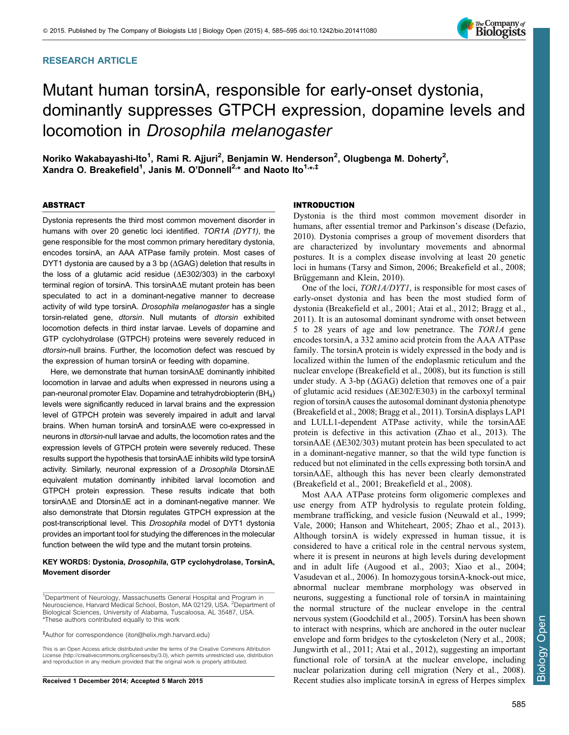# RESEARCH ARTICLE

# Mutant human torsinA, responsible for early-onset dystonia, dominantly suppresses GTPCH expression, dopamine levels and locomotion in *Drosophila melanogaster*

**Noriko Wakabayashi-Ito[1], Rami R. Ajjuri[2], Benjamin W. Henderson[2], Olugbenga M. Doherty[2], Xandra O. Breakefield[1], Janis M. O'Donnell[2,*] and Naoto Ito[1,*,‡]**

## ABSTRACT

Dystonia represents the third most common movement disorder in humans with over 20 genetic loci identified. *TOR1A (DYT1)*, the gene responsible for the most common primary hereditary dystonia, encodes torsinA, an AAA ATPase family protein. Most cases of DYT1 dystonia are caused by a 3 bp (ΔGAG) deletion that results in the loss of a glutamic acid residue (ΔE302/303) in the carboxyl terminal region of torsinA. This torsinAΔE mutant protein has been speculated to act in a dominant-negative manner to decrease activity of wild type torsinA. *Drosophila melanogaster* has a single torsin-related gene, *dtorsin*. Null mutants of *dtorsin* exhibited locomotion defects in third instar larvae. Levels of dopamine and GTP cyclohydrolase (GTPCH) proteins were severely reduced in *dtorsin*-null brains. Further, the locomotion defect was rescued by the expression of human torsinA or feeding with dopamine.

Here, we demonstrate that human torsinAΔE dominantly inhibited locomotion in larvae and adults when expressed in neurons using a pan-neuronal promoter Elav. Dopamine and tetrahydrobiopterin ($BH_4$) levels were significantly reduced in larval brains and the expression level of GTPCH protein was severely impaired in adult and larval brains. When human torsinA and torsinAΔE were co-expressed in neurons in *dtorsin*-null larvae and adults, the locomotion rates and the expression levels of GTPCH protein were severely reduced. These results support the hypothesis that torsinAΔE inhibits wild type torsinA activity. Similarly, neuronal expression of a *Drosophila* DtorsinΔE equivalent mutation dominantly inhibited larval locomotion and GTPCH protein expression. These results indicate that both torsinAΔE and DtorsinΔE act in a dominant-negative manner. We also demonstrate that Dtorsin regulates GTPCH expression at the post-transcriptional level. This *Drosophila* model of DYT1 dystonia provides an important tool for studying the differences in the molecular function between the wild type and the mutant torsin proteins.

**KEY WORDS: Dystonia, *Drosophila*, GTP cyclohydrolase, TorsinA, Movement disorder**

[1]Department of Neurology, Massachusetts General Hospital and Program in Neuroscience, Harvard Medical School, Boston, MA 02129, USA. [2]Department of Biological Sciences, University of Alabama, Tuscaloosa, AL 35487, USA.
*These authors contributed equally to this work

‡Author for correspondence (iton@helix.mgh.harvard.edu)

This is an Open Access article distributed under the terms of the Creative Commons Attribution License (http://creativecommons.org/licenses/by/3.0), which permits unrestricted use, distribution and reproduction in any medium provided that the original work is properly attributed.

**Received 1 December 2014; Accepted 5 March 2015**

## INTRODUCTION

Dystonia is the third most common movement disorder in humans, after essential tremor and Parkinson's disease (Defazio, 2010). Dystonia comprises a group of movement disorders that are characterized by involuntary movements and abnormal postures. It is a complex disease involving at least 20 genetic loci in humans (Tarsy and Simon, 2006; Breakefield et al., 2008; Brüggemann and Klein, 2010).

One of the loci, *TOR1A/DYT1*, is responsible for most cases of early-onset dystonia and has been the most studied form of dystonia (Breakefield et al., 2001; Atai et al., 2012; Bragg et al., 2011). It is an autosomal dominant syndrome with onset between 5 to 28 years of age and low penetrance. The *TOR1A* gene encodes torsinA, a 332 amino acid protein from the AAA ATPase family. The torsinA protein is widely expressed in the body and is localized within the lumen of the endoplasmic reticulum and the nuclear envelope (Breakefield et al., 2008), but its function is still under study. A 3-bp (ΔGAG) deletion that removes one of a pair of glutamic acid residues (ΔE302/E303) in the carboxyl terminal region of torsinA causes the autosomal dominant dystonia phenotype (Breakefield et al., 2008; Bragg et al., 2011). TorsinA displays LAP1 and LULL1-dependent ATPase activity, while the torsinAΔE protein is defective in this activation (Zhao et al., 2013). The torsinAΔE (ΔE302/303) mutant protein has been speculated to act in a dominant-negative manner, so that the wild type function is reduced but not eliminated in the cells expressing both torsinA and torsinAΔE, although this has never been clearly demonstrated (Breakefield et al., 2001; Breakefield et al., 2008).

Most AAA ATPase proteins form oligomeric complexes and use energy from ATP hydrolysis to regulate protein folding, membrane trafficking, and vesicle fusion (Neuwald et al., 1999; Vale, 2000; Hanson and Whiteheart, 2005; Zhao et al., 2013). Although torsinA is widely expressed in human tissue, it is considered to have a critical role in the central nervous system, where it is present in neurons at high levels during development and in adult life (Augood et al., 2003; Xiao et al., 2004; Vasudevan et al., 2006). In homozygous torsinA-knock-out mice, abnormal nuclear membrane morphology was observed in neurons, suggesting a functional role of torsinA in maintaining the normal structure of the nuclear envelope in the central nervous system (Goodchild et al., 2005). TorsinA has been shown to interact with nesprins, which are anchored in the outer nuclear envelope and form bridges to the cytoskeleton (Nery et al., 2008; Jungwirth et al., 2011; Atai et al., 2012), suggesting an important functional role of torsinA at the nuclear envelope, including nuclear polarization during cell migration (Nery et al., 2008). Recent studies also implicate torsinA in egress of Herpes simplex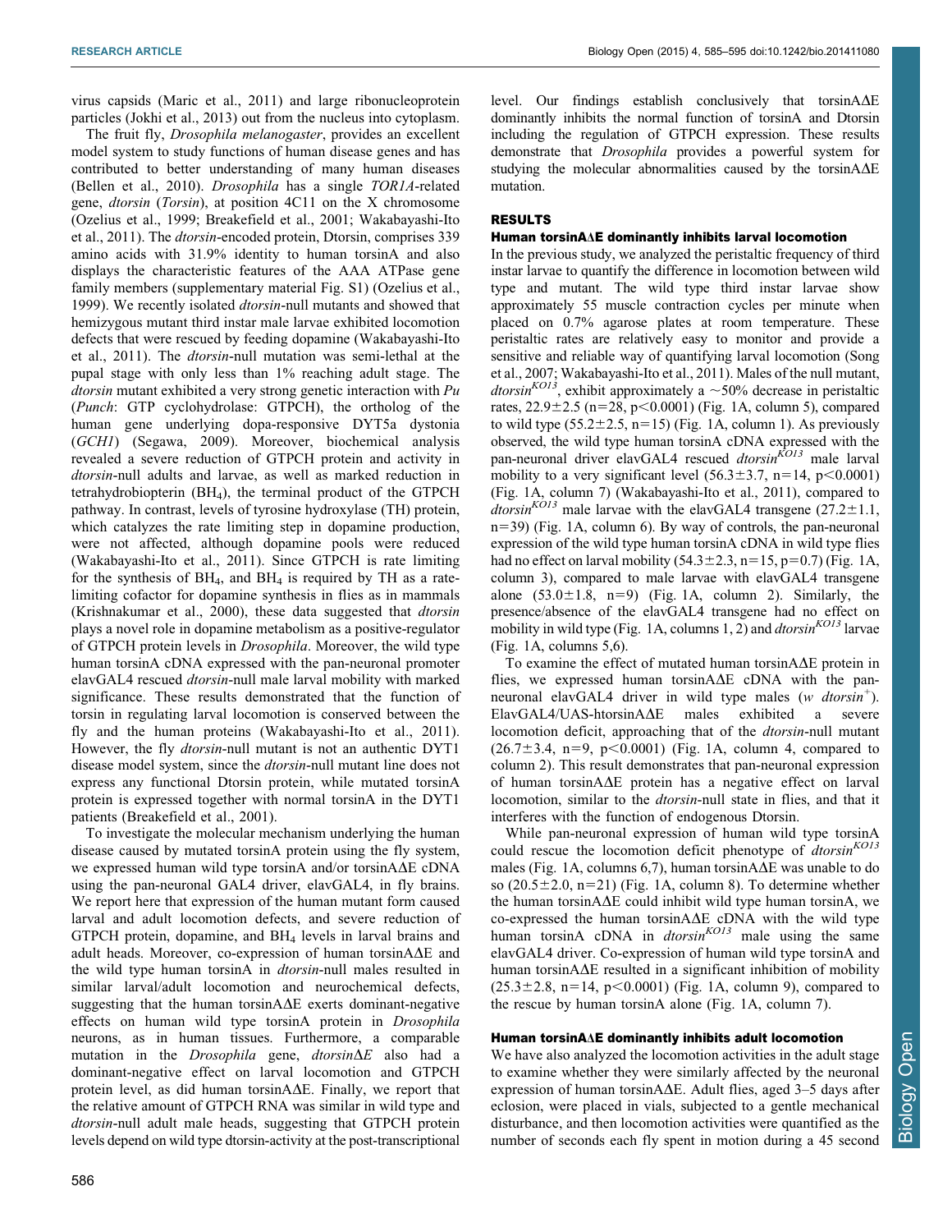virus capsids (Maric et al., 2011) and large ribonucleoprotein particles (Jokhi et al., 2013) out from the nucleus into cytoplasm.

The fruit fly, *Drosophila melanogaster*, provides an excellent model system to study functions of human disease genes and has contributed to better understanding of many human diseases (Bellen et al., 2010). *Drosophila* has a single *TOR1A*-related gene, *dtorsin* (*Torsin*), at position 4C11 on the X chromosome (Ozelius et al., 1999; Breakefield et al., 2001; Wakabayashi-Ito et al., 2011). The *dtorsin*-encoded protein, Dtorsin, comprises 339 amino acids with 31.9% identity to human torsinA and also displays the characteristic features of the AAA ATPase gene family members (supplementary material Fig. S1) (Ozelius et al., 1999). We recently isolated *dtorsin*-null mutants and showed that hemizygous mutant third instar male larvae exhibited locomotion defects that were rescued by feeding dopamine (Wakabayashi-Ito et al., 2011). The *dtorsin*-null mutation was semi-lethal at the pupal stage with only less than 1% reaching adult stage. The *dtorsin* mutant exhibited a very strong genetic interaction with *Pu* (*Punch*: GTP cyclohydrolase: GTPCH), the ortholog of the human gene underlying dopa-responsive DYT5a dystonia (*GCH1*) (Segawa, 2009). Moreover, biochemical analysis revealed a severe reduction of GTPCH protein and activity in *dtorsin*-null adults and larvae, as well as marked reduction in tetrahydrobiopterin ($BH_4$), the terminal product of the GTPCH pathway. In contrast, levels of tyrosine hydroxylase (TH) protein, which catalyzes the rate limiting step in dopamine production, were not affected, although dopamine pools were reduced (Wakabayashi-Ito et al., 2011). Since GTPCH is rate limiting for the synthesis of $BH_4$, and $BH_4$ is required by TH as a rate-limiting cofactor for dopamine synthesis in flies as in mammals (Krishnakumar et al., 2000), these data suggested that *dtorsin* plays a novel role in dopamine metabolism as a positive-regulator of GTPCH protein levels in *Drosophila*. Moreover, the wild type human torsinA cDNA expressed with the pan-neuronal promoter elavGAL4 rescued *dtorsin*-null male larval mobility with marked significance. These results demonstrated that the function of torsin in regulating larval locomotion is conserved between the fly and the human proteins (Wakabayashi-Ito et al., 2011). However, the fly *dtorsin*-null mutant is not an authentic DYT1 disease model system, since the *dtorsin*-null mutant line does not express any functional Dtorsin protein, while mutated torsinA protein is expressed together with normal torsinA in the DYT1 patients (Breakefield et al., 2001).

To investigate the molecular mechanism underlying the human disease caused by mutated torsinA protein using the fly system, we expressed human wild type torsinA and/or torsinAΔE cDNA using the pan-neuronal GAL4 driver, elavGAL4, in fly brains. We report here that expression of the human mutant form caused larval and adult locomotion defects, and severe reduction of GTPCH protein, dopamine, and $BH_4$ levels in larval brains and adult heads. Moreover, co-expression of human torsinAΔE and the wild type human torsinA in *dtorsin*-null males resulted in similar larval/adult locomotion and neurochemical defects, suggesting that the human torsinAΔE exerts dominant-negative effects on human wild type torsinA protein in *Drosophila* neurons, as in human tissues. Furthermore, a comparable mutation in the *Drosophila* gene, *dtorsinΔE* also had a dominant-negative effect on larval locomotion and GTPCH protein level, as did human torsinAΔE. Finally, we report that the relative amount of GTPCH RNA was similar in wild type and *dtorsin*-null adult male heads, suggesting that GTPCH protein levels depend on wild type dtorsin-activity at the post-transcriptional level. Our findings establish conclusively that torsinAΔE dominantly inhibits the normal function of torsinA and Dtorsin including the regulation of GTPCH expression. These results demonstrate that *Drosophila* provides a powerful system for studying the molecular abnormalities caused by the torsinAΔE mutation.

## RESULTS

### Human torsinAΔE dominantly inhibits larval locomotion

In the previous study, we analyzed the peristaltic frequency of third instar larvae to quantify the difference in locomotion between wild type and mutant. The wild type third instar larvae show approximately 55 muscle contraction cycles per minute when placed on 0.7% agarose plates at room temperature. These peristaltic rates are relatively easy to monitor and provide a sensitive and reliable way of quantifying larval locomotion (Song et al., 2007; Wakabayashi-Ito et al., 2011). Males of the null mutant, *dtorsin*$^{KO13}$, exhibit approximately a ~50% decrease in peristaltic rates, 22.9±2.5 (n=28, $p<0.0001$) (Fig. 1A, column 5), compared to wild type (55.2±2.5, n=15) (Fig. 1A, column 1). As previously observed, the wild type human torsinA cDNA expressed with the pan-neuronal driver elavGAL4 rescued *dtorsin*$^{KO13}$ male larval mobility to a very significant level (56.3±3.7, n=14, $p<0.0001$) (Fig. 1A, column 7) (Wakabayashi-Ito et al., 2011), compared to *dtorsin*$^{KO13}$ male larvae with the elavGAL4 transgene (27.2±1.1, n=39) (Fig. 1A, column 6). By way of controls, the pan-neuronal expression of the wild type human torsinA cDNA in wild type flies had no effect on larval mobility (54.3±2.3, n=15, $p=0.7$) (Fig. 1A, column 3), compared to male larvae with elavGAL4 transgene alone (53.0±1.8, n=9) (Fig. 1A, column 2). Similarly, the presence/absence of the elavGAL4 transgene had no effect on mobility in wild type (Fig. 1A, columns 1, 2) and *dtorsin*$^{KO13}$ larvae (Fig. 1A, columns 5,6).

To examine the effect of mutated human torsinAΔE protein in flies, we expressed human torsinAΔE cDNA with the pan-neuronal elavGAL4 driver in wild type males (*w dtorsin*$^{+}$). ElavGAL4/UAS-htorsinAΔE males exhibited a severe locomotion deficit, approaching that of the *dtorsin*-null mutant (26.7±3.4, n=9, $p<0.0001$) (Fig. 1A, column 4, compared to column 2). This result demonstrates that pan-neuronal expression of human torsinAΔE protein has a negative effect on larval locomotion, similar to the *dtorsin*-null state in flies, and that it interferes with the function of endogenous Dtorsin.

While pan-neuronal expression of human wild type torsinA could rescue the locomotion deficit phenotype of *dtorsin*$^{KO13}$ males (Fig. 1A, columns 6,7), human torsinAΔE was unable to do so (20.5±2.0, n=21) (Fig. 1A, column 8). To determine whether the human torsinAΔE could inhibit wild type human torsinA, we co-expressed the human torsinAΔE cDNA with the wild type human torsinA cDNA in *dtorsin*$^{KO13}$ male using the same elavGAL4 driver. Co-expression of human wild type torsinA and human torsinAΔE resulted in a significant inhibition of mobility (25.3±2.8, n=14, $p<0.0001$) (Fig. 1A, column 9), compared to the rescue by human torsinA alone (Fig. 1A, column 7).

### Human torsinAΔE dominantly inhibits adult locomotion

We have also analyzed the locomotion activities in the adult stage to examine whether they were similarly affected by the neuronal expression of human torsinAΔE. Adult flies, aged 3–5 days after eclosion, were placed in vials, subjected to a gentle mechanical disturbance, and then locomotion activities were quantified as the number of seconds each fly spent in motion during a 45 second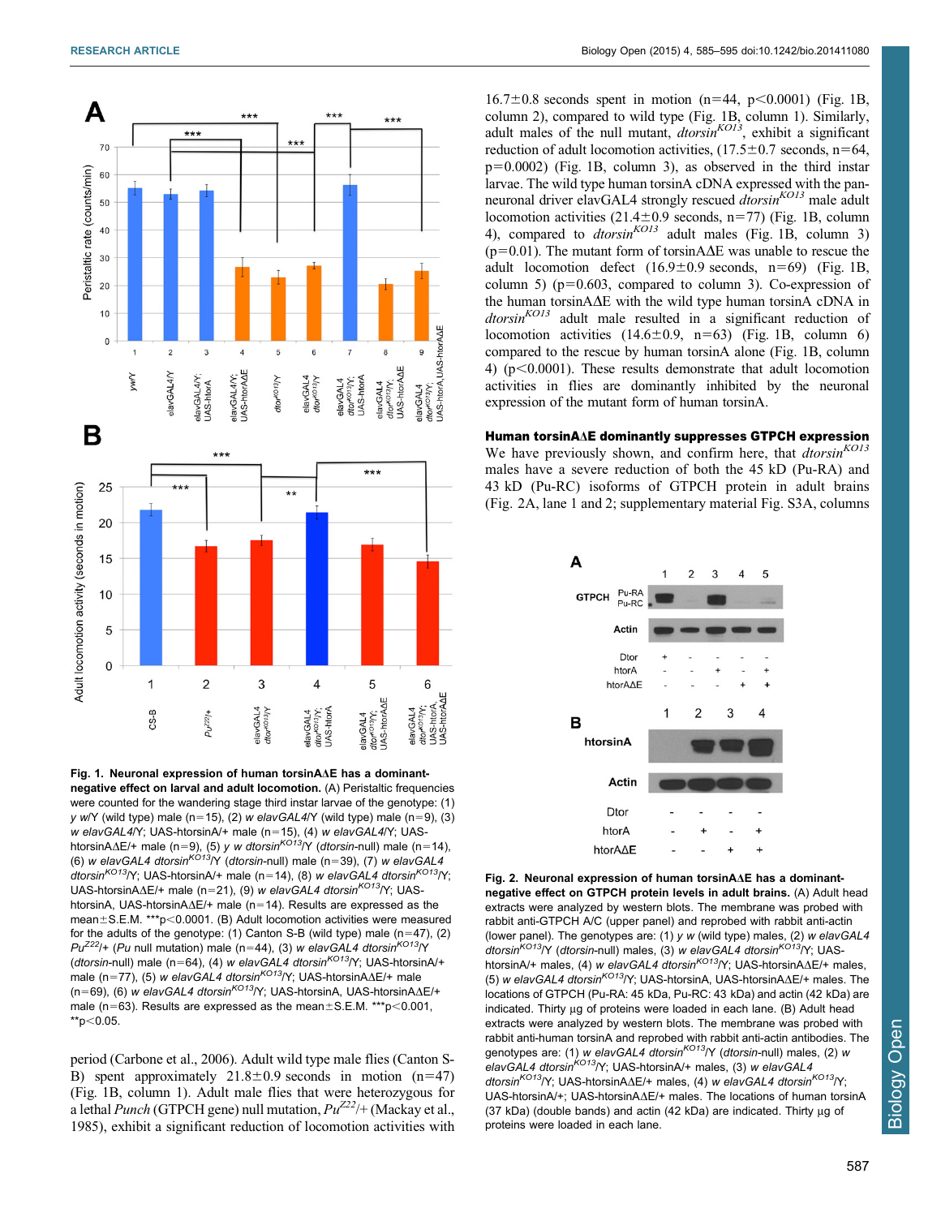period (Carbone et al., 2006). Adult wild type male flies (Canton S-B) spent approximately 21.8±0.9 seconds in motion (n=47) (Fig. 1B, column 1). Adult male flies that were heterozygous for a lethal *Punch* (GTPCH gene) null mutation, $Pu^{Z22}$/+ (Mackay et al., 1985), exhibit a significant reduction of locomotion activities with 16.7±0.8 seconds spent in motion (n=44, p<0.0001) (Fig. 1B, column 2), compared to wild type (Fig. 1B, column 1). Similarly, adult males of the null mutant, $dtorsin^{KO13}$, exhibit a significant reduction of adult locomotion activities, (17.5±0.7 seconds, n=64, p=0.0002) (Fig. 1B, column 3), as observed in the third instar larvae. The wild type human torsinA cDNA expressed with the pan-neuronal driver elavGAL4 strongly rescued $dtorsin^{KO13}$ male adult locomotion activities (21.4±0.9 seconds, n=77) (Fig. 1B, column 4), compared to $dtorsin^{KO13}$ adult males (Fig. 1B, column 3) (p=0.01). The mutant form of torsinAΔE was unable to rescue the adult locomotion defect (16.9±0.9 seconds, n=69) (Fig. 1B, column 5) (p=0.603, compared to column 3). Co-expression of the human torsinAΔE with the wild type human torsinA cDNA in $dtorsin^{KO13}$ adult male resulted in a significant reduction of locomotion activities (14.6±0.9, n=63) (Fig. 1B, column 6) compared to the rescue by human torsinA alone (Fig. 1B, column 4) (p<0.0001). These results demonstrate that adult locomotion activities in flies are dominantly inhibited by the neuronal expression of the mutant form of human torsinA.

**Fig. 1. Neuronal expression of human torsinAΔE has a dominant-negative effect on larval and adult locomotion.** (A) Peristaltic frequencies were counted for the wandering stage third instar larvae of the genotype: (1) *y w*/Y (wild type) male (n=15), (2) *w elavGAL4*/Y (wild type) male (n=9), (3) *w elavGAL4*/Y; UAS-htorsinA/+ male (n=15), (4) *w elavGAL4*/Y; UAS-htorsinAΔE/+ male (n=9), (5) *y w* $dtorsin^{KO13}$/Y (*dtorsin*-null) male (n=14), (6) *w elavGAL4* $dtorsin^{KO13}$/Y (*dtorsin*-null) male (n=39), (7) *w elavGAL4* $dtorsin^{KO13}$/Y; UAS-htorsinA/+ male (n=14), (8) *w elavGAL4* $dtorsin^{KO13}$/Y; UAS-htorsinAΔE/+ male (n=21), (9) *w elavGAL4* $dtorsin^{KO13}$/Y; UAS-htorsinA, UAS-htorsinAΔE/+ male (n=14). Results are expressed as the mean±S.E.M. ***p<0.0001. (B) Adult locomotion activities were measured for the adults of the genotype: (1) Canton S-B (wild type) male (n=47), (2) $Pu^{Z22}$/+ (*Pu* null mutation) male (n=44), (3) *w elavGAL4* $dtorsin^{KO13}$/Y (*dtorsin*-null) male (n=64), (4) *w elavGAL4* $dtorsin^{KO13}$/Y; UAS-htorsinA/+ male (n=77), (5) *w elavGAL4* $dtorsin^{KO13}$/Y; UAS-htorsinAΔE/+ male (n=69), (6) *w elavGAL4* $dtorsin^{KO13}$/Y; UAS-htorsinA, UAS-htorsinAΔE/+ male (n=63). Results are expressed as the mean±S.E.M. ***p<0.001, **p<0.05.

### Human torsinAΔE dominantly suppresses GTPCH expression

We have previously shown, and confirm here, that $dtorsin^{KO13}$ males have a severe reduction of both the 45 kD (Pu-RA) and 43 kD (Pu-RC) isoforms of GTPCH protein in adult brains (Fig. 2A, lane 1 and 2; supplementary material Fig. S3A, columns

**Fig. 2. Neuronal expression of human torsinAΔE has a dominant-negative effect on GTPCH protein levels in adult brains.** (A) Adult head extracts were analyzed by western blots. The membrane was probed with rabbit anti-GTPCH A/C (upper panel) and reprobed with rabbit anti-actin (lower panel). The genotypes are: (1) *y w* (wild type) males, (2) *w elavGAL4* $dtorsin^{KO13}$/Y (*dtorsin*-null) males, (3) *w elavGAL4* $dtorsin^{KO13}$/Y; UAS-htorsinA/+ males, (4) *w elavGAL4* $dtorsin^{KO13}$/Y; UAS-htorsinAΔE/+ males, (5) *w elavGAL4* $dtorsin^{KO13}$/Y; UAS-htorsinA, UAS-htorsinAΔE/+ males. The locations of GTPCH (Pu-RA: 45 kDa, Pu-RC: 43 kDa) and actin (42 kDa) are indicated. Thirty µg of proteins were loaded in each lane. (B) Adult head extracts were analyzed by western blots. The membrane was probed with rabbit anti-human torsinA and reprobed with rabbit anti-actin antibodies. The genotypes are: (1) *w elavGAL4* $dtorsin^{KO13}$/Y (*dtorsin*-null) males, (2) *w elavGAL4* $dtorsin^{KO13}$/Y; UAS-htorsinA/+ males, (3) *w elavGAL4* $dtorsin^{KO13}$/Y; UAS-htorsinAΔE/+ males, (4) *w elavGAL4* $dtorsin^{KO13}$/Y; UAS-htorsinA/+; UAS-htorsinAΔE/+ males. The locations of human torsinA (37 kDa) (double bands) and actin (42 kDa) are indicated. Thirty µg of proteins were loaded in each lane.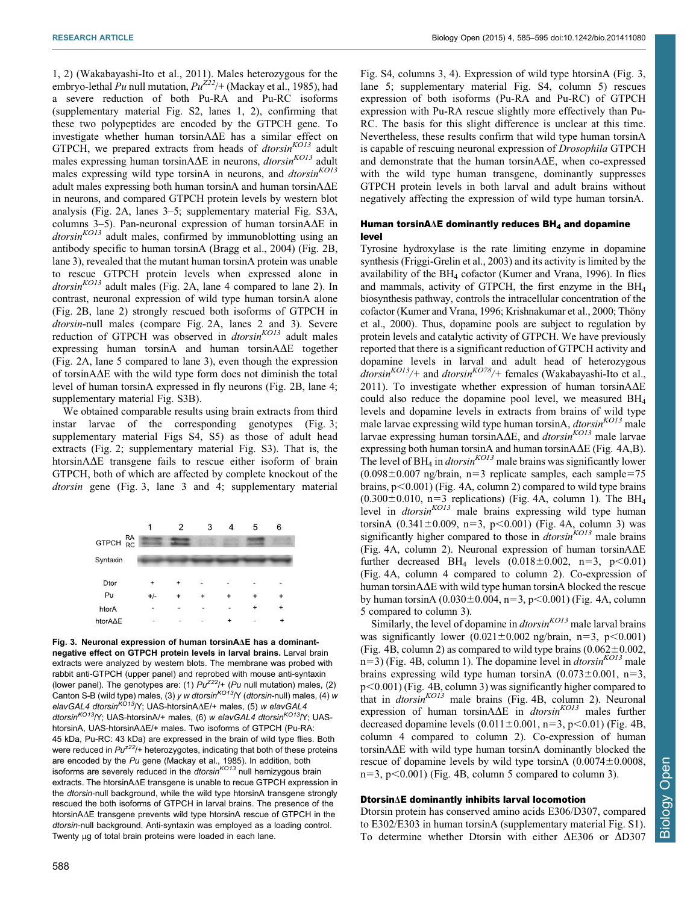1, 2) (Wakabayashi-Ito et al., 2011). Males heterozygous for the embryo-lethal *Pu* null mutation, $Pu^{Z22}$/+ (Mackay et al., 1985), had a severe reduction of both Pu-RA and Pu-RC isoforms (supplementary material Fig. S2, lanes 1, 2), confirming that these two polypeptides are encoded by the GTPCH gene. To investigate whether human torsinAΔE has a similar effect on GTPCH, we prepared extracts from heads of $dtorsin^{KO13}$ adult males expressing human torsinAΔE in neurons, $dtorsin^{KO13}$ adult males expressing wild type torsinA in neurons, and $dtorsin^{KO13}$ adult males expressing both human torsinA and human torsinAΔE in neurons, and compared GTPCH protein levels by western blot analysis (Fig. 2A, lanes 3–5; supplementary material Fig. S3A, columns 3–5). Pan-neuronal expression of human torsinAΔE in $dtorsin^{KO13}$ adult males, confirmed by immunoblotting using an antibody specific to human torsinA (Bragg et al., 2004) (Fig. 2B, lane 3), revealed that the mutant human torsinA protein was unable to rescue GTPCH protein levels when expressed alone in $dtorsin^{KO13}$ adult males (Fig. 2A, lane 4 compared to lane 2). In contrast, neuronal expression of wild type human torsinA alone (Fig. 2B, lane 2) strongly rescued both isoforms of GTPCH in *dtorsin*-null males (compare Fig. 2A, lanes 2 and 3). Severe reduction of GTPCH was observed in $dtorsin^{KO13}$ adult males expressing human torsinA and human torsinAΔE together (Fig. 2A, lane 5 compared to lane 3), even though the expression of torsinAΔE with the wild type form does not diminish the total level of human torsinA expressed in fly neurons (Fig. 2B, lane 4; supplementary material Fig. S3B).

We obtained comparable results using brain extracts from third instar larvae of the corresponding genotypes (Fig. 3; supplementary material Figs S4, S5) as those of adult head extracts (Fig. 2; supplementary material Fig. S3). That is, the htorsinAΔE transgene fails to rescue either isoform of brain GTPCH, both of which are affected by complete knockout of the *dtorsin* gene (Fig. 3, lane 3 and 4; supplementary material Fig. S4, columns 3, 4). Expression of wild type htorsinA (Fig. 3, lane 5; supplementary material Fig. S4, column 5) rescues expression of both isoforms (Pu-RA and Pu-RC) of GTPCH expression with Pu-RA rescue slightly more effectively than Pu-RC. The basis for this slight difference is unclear at this time. Nevertheless, these results confirm that wild type human torsinA is capable of rescuing neuronal expression of *Drosophila* GTPCH and demonstrate that the human torsinAΔE, when co-expressed with the wild type human transgene, dominantly suppresses GTPCH protein levels in both larval and adult brains without negatively affecting the expression of wild type human torsinA.

| | 1 | 2 | 3 | 4 | 5 | 6 |
|---|---|---|---|---|---|---|
| Dtor | + | + | - | - | - | - |
| Pu | +/- | + | + | + | + | + |
| htorA | - | - | - | - | + | + |
| htorAΔE | - | - | - | + | - | + |

**Fig. 3. Neuronal expression of human torsinAΔE has a dominant-negative effect on GTPCH protein levels in larval brains.** Larval brain extracts were analyzed by western blots. The membrane was probed with rabbit anti-GTPCH (upper panel) and reprobed with mouse anti-syntaxin (lower panel). The genotypes are: (1) $Pu^{Z22}$/+ (*Pu* null mutation) males, (2) Canton S-B (wild type) males, (3) *y w* $dtorsin^{KO13}$/Y (*dtorsin*-null) males, (4) *w elavGAL4* $dtorsin^{KO13}$/Y; UAS-htorsinAΔE/+ males, (5) *w elavGAL4* $dtorsin^{KO13}$/Y; UAS-htorsinA/+ males, (6) *w elavGAL4* $dtorsin^{KO13}$/Y; UAS-htorsinA, UAS-htorsinAΔE/+ males. Two isoforms of GTPCH (Pu-RA: 45 kDa, Pu-RC: 43 kDa) are expressed in the brain of wild type flies. Both were reduced in $Pu^{z22}$/+ heterozygotes, indicating that both of these proteins are encoded by the *Pu* gene (Mackay et al., 1985). In addition, both isoforms are severely reduced in the $dtorsin^{KO13}$ null hemizygous brain extracts. The htorsinAΔE transgene is unable to recue GTPCH expression in the *dtorsin*-null background, while the wild type htorsinA transgene strongly rescued the both isoforms of GTPCH in larval brains. The presence of the htorsinAΔE transgene prevents wild type htorsinA rescue of GTPCH in the *dtorsin*-null background. Anti-syntaxin was employed as a loading control. Twenty µg of total brain proteins were loaded in each lane.

### Human torsinAΔE dominantly reduces $BH_4$ and dopamine level

Tyrosine hydroxylase is the rate limiting enzyme in dopamine synthesis (Friggi-Grelin et al., 2003) and its activity is limited by the availability of the $BH_4$ cofactor (Kumer and Vrana, 1996). In flies and mammals, activity of GTPCH, the first enzyme in the $BH_4$ biosynthesis pathway, controls the intracellular concentration of the cofactor (Kumer and Vrana, 1996; Krishnakumar et al., 2000; Thöny et al., 2000). Thus, dopamine pools are subject to regulation by protein levels and catalytic activity of GTPCH. We have previously reported that there is a significant reduction of GTPCH activity and dopamine levels in larval and adult head of heterozygous $dtorsin^{KO13}$/+ and $dtorsin^{KO78}$/+ females (Wakabayashi-Ito et al., 2011). To investigate whether expression of human torsinAΔE could also reduce the dopamine pool level, we measured $BH_4$ levels and dopamine levels in extracts from brains of wild type male larvae expressing wild type human torsinA, $dtorsin^{KO13}$ male larvae expressing human torsinAΔE, and $dtorsin^{KO13}$ male larvae expressing both human torsinA and human torsinAΔE (Fig. 4A,B). The level of $BH_4$ in $dtorsin^{KO13}$ male brains was significantly lower ($0.098\pm0.007$ ng/brain, n=3 replicate samples, each sample=75 brains, $p<0.001$) (Fig. 4A, column 2) compared to wild type brains ($0.300\pm0.010$, n=3 replications) (Fig. 4A, column 1). The $BH_4$ level in $dtorsin^{KO13}$ male brains expressing wild type human torsinA ($0.341\pm0.009$, n=3, $p<0.001$) (Fig. 4A, column 3) was significantly higher compared to those in $dtorsin^{KO13}$ male brains (Fig. 4A, column 2). Neuronal expression of human torsinAΔE further decreased $BH_4$ levels ($0.018\pm0.002$, n=3, $p<0.01$) (Fig. 4A, column 4 compared to column 2). Co-expression of human torsinAΔE with wild type human torsinA blocked the rescue by human torsinA ($0.030\pm0.004$, n=3, $p<0.001$) (Fig. 4A, column 5 compared to column 3).

Similarly, the level of dopamine in $dtorsin^{KO13}$ male larval brains was significantly lower ($0.021\pm0.002$ ng/brain, n=3, $p<0.001$) (Fig. 4B, column 2) as compared to wild type brains ($0.062\pm0.002$, n=3) (Fig. 4B, column 1). The dopamine level in $dtorsin^{KO13}$ male brains expressing wild type human torsinA ($0.073\pm0.001$, n=3, $p<0.001$) (Fig. 4B, column 3) was significantly higher compared to that in $dtorsin^{KO13}$ male brains (Fig. 4B, column 2). Neuronal expression of human torsinAΔE in $dtorsin^{KO13}$ males further decreased dopamine levels ($0.011\pm0.001$, n=3, $p<0.01$) (Fig. 4B, column 4 compared to column 2). Co-expression of human torsinAΔE with wild type human torsinA dominantly blocked the rescue of dopamine levels by wild type torsinA ($0.0074\pm0.0008$, n=3, $p<0.001$) (Fig. 4B, column 5 compared to column 3).

### DtorsinΔE dominantly inhibits larval locomotion

Dtorsin protein has conserved amino acids E306/D307, compared to E302/E303 in human torsinA (supplementary material Fig. S1). To determine whether Dtorsin with either ΔE306 or ΔD307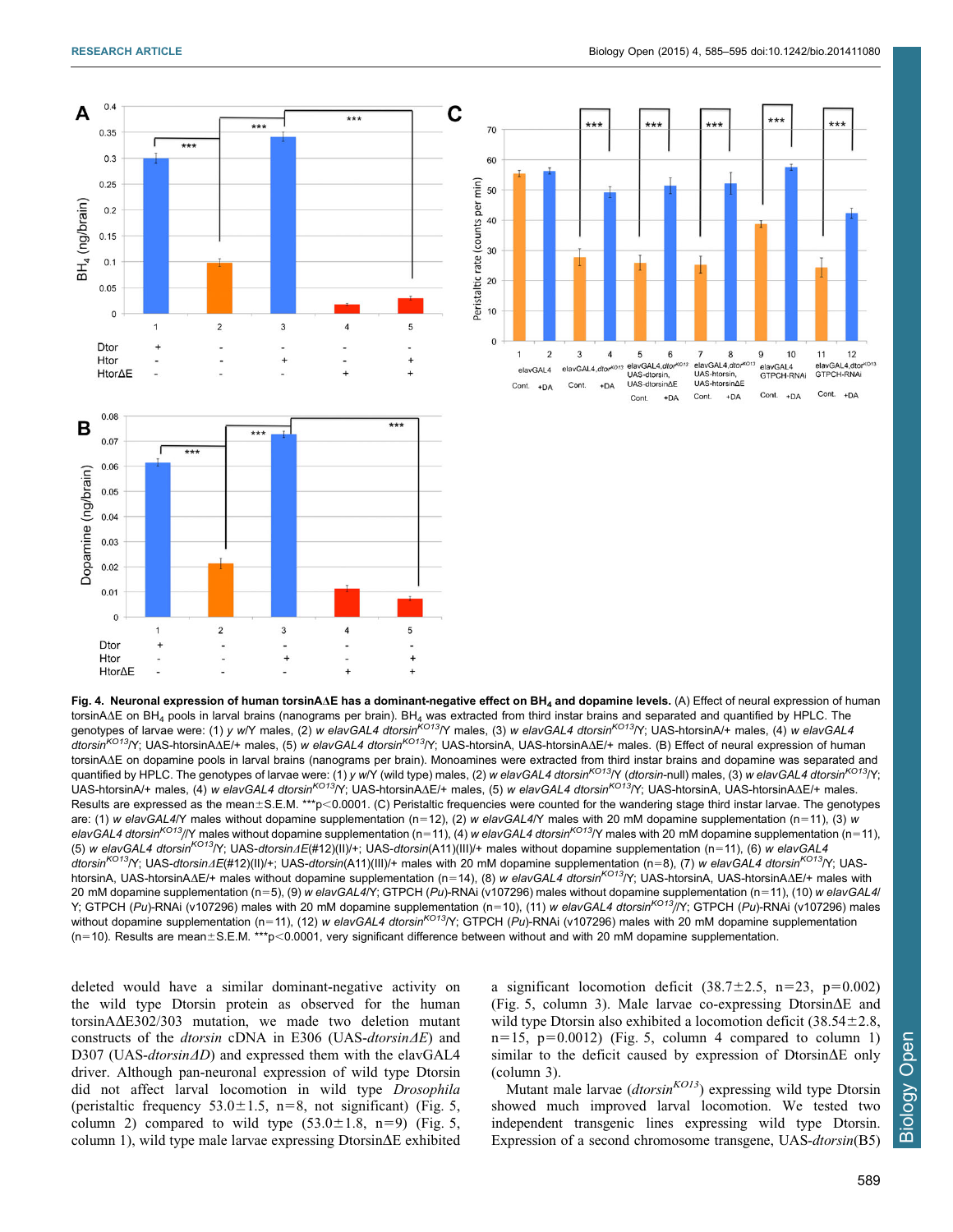**Fig. 4. Neuronal expression of human torsinAΔE has a dominant-negative effect on $BH_4$ and dopamine levels.** (A) Effect of neural expression of human torsinAΔE on $BH_4$ pools in larval brains (nanograms per brain). $BH_4$ was extracted from third instar brains and separated and quantified by HPLC. The genotypes of larvae were: (1) *y w*/Y males, (2) *w elavGAL4 dtorsin*$^{KO13}$/Y males, (3) *w elavGAL4 dtorsin*$^{KO13}$/Y; UAS-htorsinA/+ males, (4) *w elavGAL4 dtorsin*$^{KO13}$/Y; UAS-htorsinAΔE/+ males, (5) *w elavGAL4 dtorsin*$^{KO13}$/Y; UAS-htorsinA, UAS-htorsinAΔE/+ males. (B) Effect of neural expression of human torsinAΔE on dopamine pools in larval brains (nanograms per brain). Monoamines were extracted from third instar brains and dopamine was separated and quantified by HPLC. The genotypes of larvae were: (1) *y w*/Y (wild type) males, (2) *w elavGAL4 dtorsin*$^{KO13}$/Y (*dtorsin*-null) males, (3) *w elavGAL4 dtorsin*$^{KO13}$/Y; UAS-htorsinA/+ males, (4) *w elavGAL4 dtorsin*$^{KO13}$/Y; UAS-htorsinAΔE/+ males, (5) *w elavGAL4 dtorsin*$^{KO13}$/Y; UAS-htorsinA, UAS-htorsinAΔE/+ males. Results are expressed as the mean±S.E.M. ***$p<0.0001$. (C) Peristaltic frequencies were counted for the wandering stage third instar larvae. The genotypes are: (1) *w elavGAL4*/Y males without dopamine supplementation (n=12), (2) *w elavGAL4*/Y males with 20 mM dopamine supplementation (n=11), (3) *w elavGAL4 dtorsin*$^{KO13}$/Y males without dopamine supplementation (n=11), (4) *w elavGAL4 dtorsin*$^{KO13}$/Y males with 20 mM dopamine supplementation (n=11), (5) *w elavGAL4 dtorsin*$^{KO13}$/Y; UAS-*dtorsinΔE*(#12)(II)/+; UAS-*dtorsin*(A11)(III)/+ males without dopamine supplementation (n=11), (6) *w elavGAL4 dtorsin*$^{KO13}$/Y; UAS-*dtorsinΔE*(#12)(II)/+; UAS-*dtorsin*(A11)(III)/+ males with 20 mM dopamine supplementation (n=8), (7) *w elavGAL4 dtorsin*$^{KO13}$/Y; UAS-htorsinA, UAS-htorsinAΔE/+ males without dopamine supplementation (n=14), (8) *w elavGAL4 dtorsin*$^{KO13}$/Y; UAS-htorsinA, UAS-htorsinAΔE/+ males with 20 mM dopamine supplementation (n=5), (9) *w elavGAL4*/Y; GTPCH (*Pu*)-RNAi (v107296) males without dopamine supplementation (n=11), (10) *w elavGAL4*/Y; GTPCH (*Pu*)-RNAi (v107296) males with 20 mM dopamine supplementation (n=10), (11) *w elavGAL4 dtorsin*$^{KO13}$/Y; GTPCH (*Pu*)-RNAi (v107296) males without dopamine supplementation (n=11), (12) *w elavGAL4 dtorsin*$^{KO13}$/Y; GTPCH (*Pu*)-RNAi (v107296) males with 20 mM dopamine supplementation (n=10). Results are mean±S.E.M. ***$p<0.0001$, very significant difference between without and with 20 mM dopamine supplementation.

deleted would have a similar dominant-negative activity on the wild type Dtorsin protein as observed for the human torsinAΔE302/303 mutation, we made two deletion mutant constructs of the *dtorsin* cDNA in E306 (UAS-*dtorsinΔE*) and D307 (UAS-*dtorsinΔD*) and expressed them with the elavGAL4 driver. Although pan-neuronal expression of wild type Dtorsin did not affect larval locomotion in wild type *Drosophila* (peristaltic frequency 53.0±1.5, n=8, not significant) (Fig. 5, column 2) compared to wild type (53.0±1.8, n=9) (Fig. 5, column 1), wild type male larvae expressing DtorsinΔE exhibited a significant locomotion deficit (38.7±2.5, n=23, p=0.002) (Fig. 5, column 3). Male larvae co-expressing DtorsinΔE and wild type Dtorsin also exhibited a locomotion deficit (38.54±2.8, n=15, p=0.0012) (Fig. 5, column 4 compared to column 1) similar to the deficit caused by expression of DtorsinΔE only (column 3).

Mutant male larvae (*dtorsin*$^{KO13}$) expressing wild type Dtorsin showed much improved larval locomotion. We tested two independent transgenic lines expressing wild type Dtorsin. Expression of a second chromosome transgene, UAS-*dtorsin*(B5)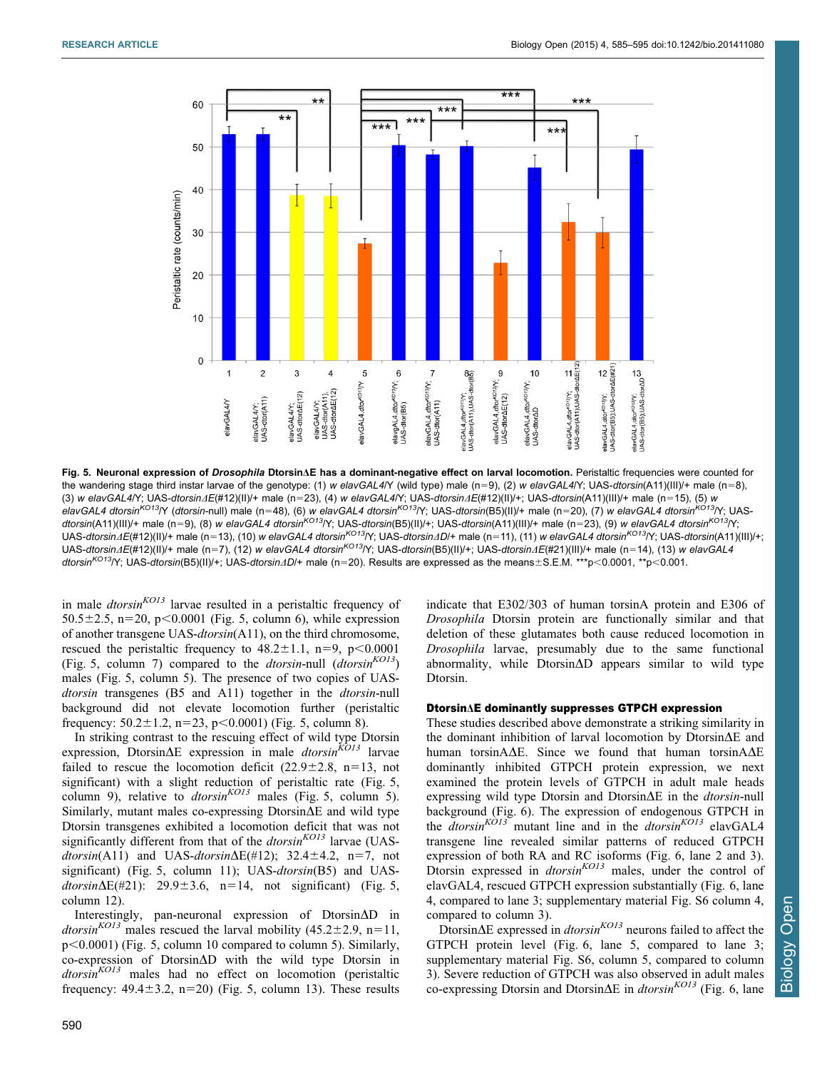**Fig. 5. Neuronal expression of *Drosophila* DtorsinΔE has a dominant-negative effect on larval locomotion.** Peristaltic frequencies were counted for the wandering stage third instar larvae of the genotype: (1) *w elavGAL4*/Y (wild type) male (n=9), (2) *w elavGAL4*/Y; UAS-*dtorsin*(A11)(III)/+ male (n=8), (3) *w elavGAL4*/Y; UAS-*dtorsinΔE*(#12)(II)/+ male (n=23), (4) *w elavGAL4*/Y; UAS-*dtorsinΔE*(#12)(II)/+; UAS-*dtorsin*(A11)(III)/+ male (n=15), (5) *w elavGAL4 dtorsin*$^{KO13}$/Y (*dtorsin*-null) male (n=48), (6) *w elavGAL4 dtorsin*$^{KO13}$/Y; UAS-*dtorsin*(B5)(II)/+ male (n=20), (7) *w elavGAL4 dtorsin*$^{KO13}$/Y; UAS-*dtorsin*(A11)(III)/+ male (n=9), (8) *w elavGAL4 dtorsin*$^{KO13}$/Y; UAS-*dtorsin*(B5)(II)/+; UAS-*dtorsin*(A11)(III)/+ male (n=23), (9) *w elavGAL4 dtorsin*$^{KO13}$/Y; UAS-*dtorsinΔE*(#12)(II)/+ male (n=13), (10) *w elavGAL4 dtorsin*$^{KO13}$/Y; UAS-*dtorsinΔD*/+ male (n=11), (11) *w elavGAL4 dtorsin*$^{KO13}$/Y; UAS-*dtorsin*(A11)(III)/+; UAS-*dtorsinΔE*(#12)(II)/+ male (n=7), (12) *w elavGAL4 dtorsin*$^{KO13}$/Y; UAS-*dtorsin*(B5)(II)/+; UAS-*dtorsinΔE*(#21)(III)/+ male (n=14), (13) *w elavGAL4 dtorsin*$^{KO13}$/Y; UAS-*dtorsin*(B5)(II)/+; UAS-*dtorsinΔD*/+ male (n=20). Results are expressed as the means±S.E.M. ***$p<0.0001$, **$p<0.001$.

in male *dtorsin*$^{KO13}$ larvae resulted in a peristaltic frequency of 50.5±2.5, n=20, $p<0.0001$ (Fig. 5, column 6), while expression of another transgene UAS-*dtorsin*(A11), on the third chromosome, rescued the peristaltic frequency to 48.2±1.1, n=9, $p<0.0001$ (Fig. 5, column 7) compared to the *dtorsin*-null (*dtorsin*$^{KO13}$) males (Fig. 5, column 5). The presence of two copies of UAS-*dtorsin* transgenes (B5 and A11) together in the *dtorsin*-null background did not elevate locomotion further (peristaltic frequency: 50.2±1.2, n=23, $p<0.0001$) (Fig. 5, column 8).

In striking contrast to the rescuing effect of wild type Dtorsin expression, DtorsinΔE expression in male *dtorsin*$^{KO13}$ larvae failed to rescue the locomotion deficit (22.9±2.8, n=13, not significant) with a slight reduction of peristaltic rate (Fig. 5, column 9), relative to *dtorsin*$^{KO13}$ males (Fig. 5, column 5). Similarly, mutant males co-expressing DtorsinΔE and wild type Dtorsin transgenes exhibited a locomotion deficit that was not significantly different from that of the *dtorsin*$^{KO13}$ larvae (UAS-*dtorsin*(A11) and UAS-*dtorsin*ΔE(#12); 32.4±4.2, n=7, not significant) (Fig. 5, column 11); UAS-*dtorsin*(B5) and UAS-*dtorsin*ΔE(#21): 29.9±3.6, n=14, not significant) (Fig. 5, column 12).

Interestingly, pan-neuronal expression of DtorsinΔD in *dtorsin*$^{KO13}$ males rescued the larval mobility (45.2±2.9, n=11, $p<0.0001$) (Fig. 5, column 10 compared to column 5). Similarly, co-expression of DtorsinΔD with the wild type Dtorsin in *dtorsin*$^{KO13}$ males had no effect on locomotion (peristaltic frequency: 49.4±3.2, n=20) (Fig. 5, column 13). These results indicate that E302/303 of human torsinA protein and E306 of *Drosophila* Dtorsin protein are functionally similar and that deletion of these glutamates both cause reduced locomotion in *Drosophila* larvae, presumably due to the same functional abnormality, while DtorsinΔD appears similar to wild type Dtorsin.

### DtorsinΔE dominantly suppresses GTPCH expression

These studies described above demonstrate a striking similarity in the dominant inhibition of larval locomotion by DtorsinΔE and human torsinAΔE. Since we found that human torsinAΔE dominantly inhibited GTPCH protein expression, we next examined the protein levels of GTPCH in adult male heads expressing wild type Dtorsin and DtorsinΔE in the *dtorsin*-null background (Fig. 6). The expression of endogenous GTPCH in the *dtorsin*$^{KO13}$ mutant line and in the *dtorsin*$^{KO13}$ elavGAL4 transgene line revealed similar patterns of reduced GTPCH expression of both RA and RC isoforms (Fig. 6, lane 2 and 3). Dtorsin expressed in *dtorsin*$^{KO13}$ males, under the control of elavGAL4, rescued GTPCH expression substantially (Fig. 6, lane 4, compared to lane 3; supplementary material Fig. S6 column 4, compared to column 3).

DtorsinΔE expressed in *dtorsin*$^{KO13}$ neurons failed to affect the GTPCH protein level (Fig. 6, lane 5, compared to lane 3; supplementary material Fig. S6, column 5, compared to column 3). Severe reduction of GTPCH was also observed in adult males co-expressing Dtorsin and DtorsinΔE in *dtorsin*$^{KO13}$ (Fig. 6, lane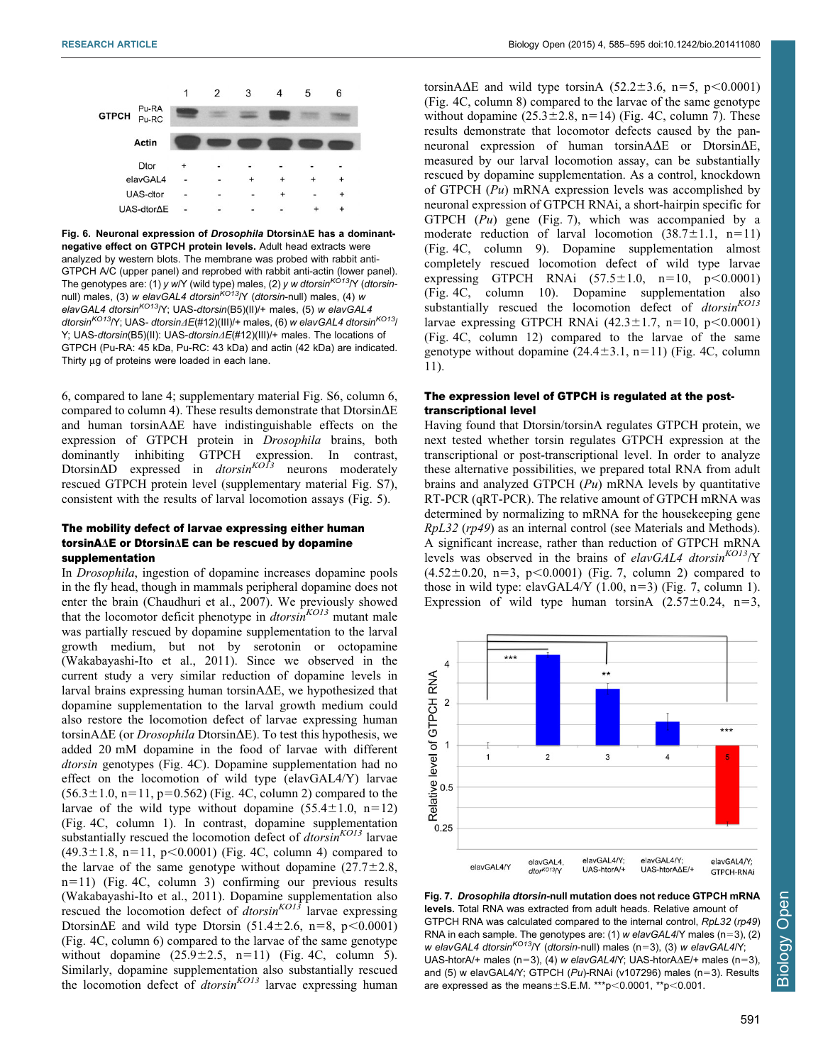Fig. 6. **Neuronal expression of *Drosophila* Dtorsin∆E has a dominant-negative effect on GTPCH protein levels.** Adult head extracts were analyzed by western blots. The membrane was probed with rabbit anti-GTPCH A/C (upper panel) and reprobed with rabbit anti-actin (lower panel). The genotypes are: (1) *y w*/Y (wild type) males, (2) *y w dtorsin*$^{KO13}$/Y (*dtorsin*-null) males, (3) *w elavGAL4 dtorsin*$^{KO13}$/Y (*dtorsin*-null) males, (4) *w elavGAL4 dtorsin*$^{KO13}$/Y; UAS-*dtorsin*(B5)/+ males, (5) *w elavGAL4 dtorsin*$^{KO13}$/Y; UAS- *dtorsin∆E*(#12)(III)/+ males, (6) *w elavGAL4 dtorsin*$^{KO13}$/Y; UAS-*dtorsin*(B5)(II): UAS-*dtorsin∆E*(#12)(III)/+ males. The locations of GTPCH (Pu-RA: 45 kDa, Pu-RC: 43 kDa) and actin (42 kDa) are indicated. Thirty µg of proteins were loaded in each lane.

6, compared to lane 4; supplementary material Fig. S6, column 6, compared to column 4). These results demonstrate that Dtorsin∆E and human torsinA∆E have indistinguishable effects on the expression of GTPCH protein in *Drosophila* brains, both dominantly inhibiting GTPCH expression. In contrast, Dtorsin∆D expressed in *dtorsin*$^{KO13}$ neurons moderately rescued GTPCH protein level (supplementary material Fig. S7), consistent with the results of larval locomotion assays (Fig. 5).

### The mobility defect of larvae expressing either human torsinA∆E or Dtorsin∆E can be rescued by dopamine supplementation

In *Drosophila*, ingestion of dopamine increases dopamine pools in the fly head, though in mammals peripheral dopamine does not enter the brain (Chaudhuri et al., 2007). We previously showed that the locomotor deficit phenotype in *dtorsin*$^{KO13}$ mutant male was partially rescued by dopamine supplementation to the larval growth medium, but not by serotonin or octopamine (Wakabayashi-Ito et al., 2011). Since we observed in the current study a very similar reduction of dopamine levels in larval brains expressing human torsinA∆E, we hypothesized that dopamine supplementation to the larval growth medium could also restore the locomotion defect of larvae expressing human torsinA∆E (or *Drosophila* Dtorsin∆E). To test this hypothesis, we added 20 mM dopamine in the food of larvae with different *dtorsin* genotypes (Fig. 4C). Dopamine supplementation had no effect on the locomotion of wild type (elavGAL4/Y) larvae (56.3±1.0, n=11, p=0.562) (Fig. 4C, column 2) compared to the larvae of the wild type without dopamine (55.4±1.0, n=12) (Fig. 4C, column 1). In contrast, dopamine supplementation substantially rescued the locomotion defect of *dtorsin*$^{KO13}$ larvae (49.3±1.8, n=11, p<0.0001) (Fig. 4C, column 4) compared to the larvae of the same genotype without dopamine (27.7±2.8, n=11) (Fig. 4C, column 3) confirming our previous results (Wakabayashi-Ito et al., 2011). Dopamine supplementation also rescued the locomotion defect of *dtorsin*$^{KO13}$ larvae expressing Dtorsin∆E and wild type Dtorsin (51.4±2.6, n=8, p<0.0001) (Fig. 4C, column 6) compared to the larvae of the same genotype without dopamine (25.9±2.5, n=11) (Fig. 4C, column 5). Similarly, dopamine supplementation also substantially rescued the locomotion defect of *dtorsin*$^{KO13}$ larvae expressing human torsinA∆E and wild type torsinA (52.2±3.6, n=5, p<0.0001) (Fig. 4C, column 8) compared to the larvae of the same genotype without dopamine (25.3±2.8, n=14) (Fig. 4C, column 7). These results demonstrate that locomotor defects caused by the pan-neuronal expression of human torsinA∆E or Dtorsin∆E, measured by our larval locomotion assay, can be substantially rescued by dopamine supplementation. As a control, knockdown of GTPCH (*Pu*) mRNA expression levels was accomplished by neuronal expression of GTPCH RNAi, a short-hairpin specific for GTPCH (*Pu*) gene (Fig. 7), which was accompanied by a moderate reduction of larval locomotion (38.7±1.1, n=11) (Fig. 4C, column 9). Dopamine supplementation almost completely rescued locomotion defect of wild type larvae expressing GTPCH RNAi (57.5±1.0, n=10, p<0.0001) (Fig. 4C, column 10). Dopamine supplementation also substantially rescued the locomotion defect of *dtorsin*$^{KO13}$ larvae expressing GTPCH RNAi (42.3±1.7, n=10, p<0.0001) (Fig. 4C, column 12) compared to the larvae of the same genotype without dopamine (24.4±3.1, n=11) (Fig. 4C, column 11).

### The expression level of GTPCH is regulated at the post-transcriptional level

Having found that Dtorsin/torsinA regulates GTPCH protein, we next tested whether torsin regulates GTPCH expression at the transcriptional or post-transcriptional level. In order to analyze these alternative possibilities, we prepared total RNA from adult brains and analyzed GTPCH (*Pu*) mRNA levels by quantitative RT-PCR (qRT-PCR). The relative amount of GTPCH mRNA was determined by normalizing to mRNA for the housekeeping gene *RpL32* (*rp49*) as an internal control (see Materials and Methods). A significant increase, rather than reduction of GTPCH mRNA levels was observed in the brains of *elavGAL4 dtorsin*$^{KO13}$/Y (4.52±0.20, n=3, p<0.0001) (Fig. 7, column 2) compared to those in wild type: elavGAL4/Y (1.00, n=3) (Fig. 7, column 1). Expression of wild type human torsinA (2.57±0.24, n=3,

Fig. 7. ***Drosophila dtorsin*-null mutation does not reduce GTPCH mRNA levels.** Total RNA was extracted from adult heads. Relative amount of GTPCH RNA was calculated compared to the internal control, *RpL32* (*rp49*) RNA in each sample. The genotypes are: (1) *w elavGAL4*/Y males (n=3), (2) *w elavGAL4 dtorsin*$^{KO13}$/Y (*dtorsin*-null) males (n=3), (3) *w elavGAL4*/Y; UAS-htorA/+ males (n=3), (4) *w elavGAL4*/Y; UAS-htorA∆E/+ males (n=3), and (5) w elavGAL4/Y; GTPCH (*Pu*)-RNAi (v107296) males (n=3). Results are expressed as the means±S.E.M. ***p<0.0001, **p<0.001.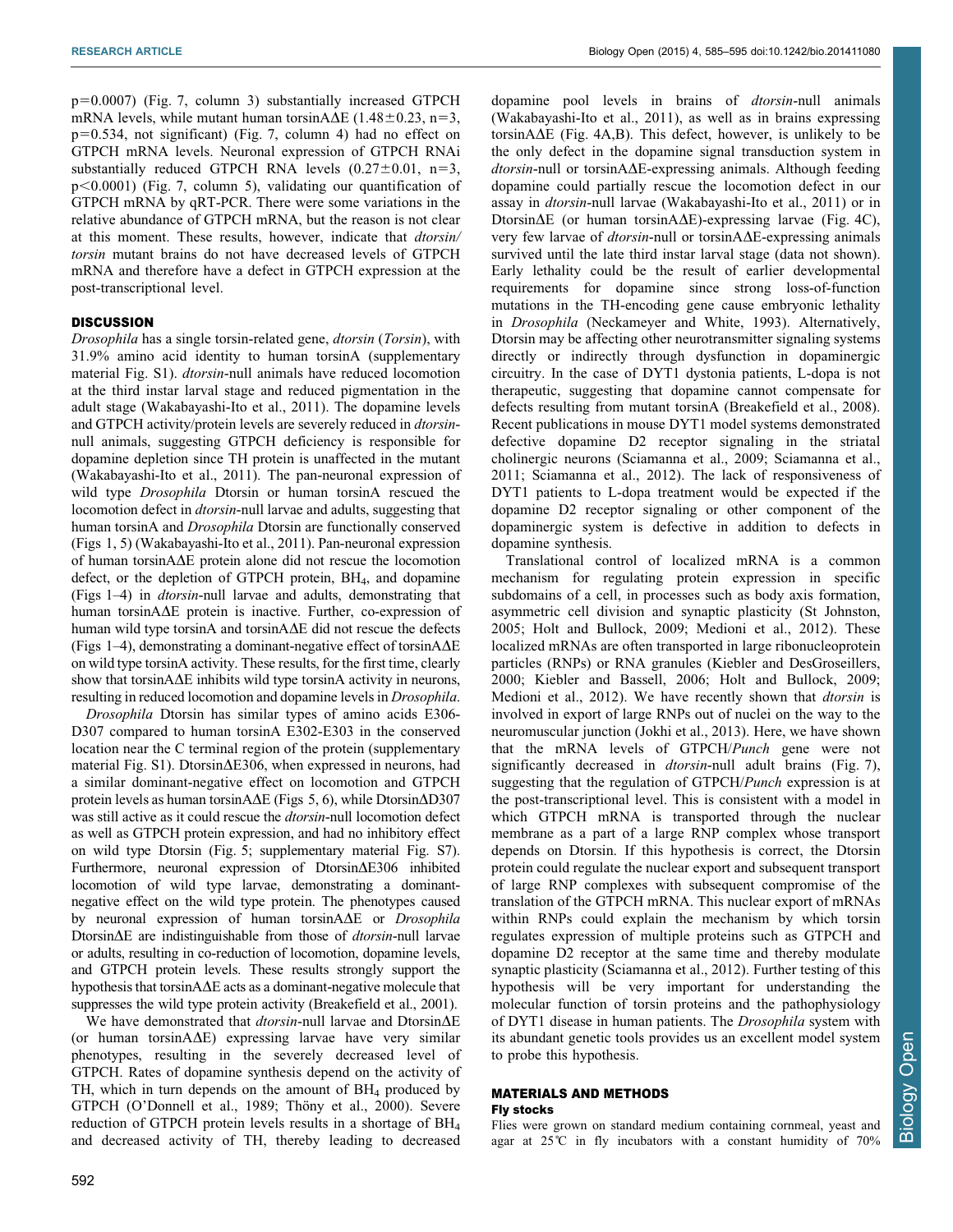p=0.0007) (Fig. 7, column 3) substantially increased GTPCH mRNA levels, while mutant human torsinAΔE (1.48±0.23, n=3, p=0.534, not significant) (Fig. 7, column 4) had no effect on GTPCH mRNA levels. Neuronal expression of GTPCH RNAi substantially reduced GTPCH RNA levels (0.27±0.01, n=3, p<0.0001) (Fig. 7, column 5), validating our quantification of GTPCH mRNA by qRT-PCR. There were some variations in the relative abundance of GTPCH mRNA, but the reason is not clear at this moment. These results, however, indicate that *dtorsin/torsin* mutant brains do not have decreased levels of GTPCH mRNA and therefore have a defect in GTPCH expression at the post-transcriptional level.

## DISCUSSION

*Drosophila* has a single torsin-related gene, *dtorsin* (*Torsin*), with 31.9% amino acid identity to human torsinA (supplementary material Fig. S1). *dtorsin*-null animals have reduced locomotion at the third instar larval stage and reduced pigmentation in the adult stage (Wakabayashi-Ito et al., 2011). The dopamine levels and GTPCH activity/protein levels are severely reduced in *dtorsin*-null animals, suggesting GTPCH deficiency is responsible for dopamine depletion since TH protein is unaffected in the mutant (Wakabayashi-Ito et al., 2011). The pan-neuronal expression of wild type *Drosophila* Dtorsin or human torsinA rescued the locomotion defect in *dtorsin*-null larvae and adults, suggesting that human torsinA and *Drosophila* Dtorsin are functionally conserved (Figs 1, 5) (Wakabayashi-Ito et al., 2011). Pan-neuronal expression of human torsinAΔE protein alone did not rescue the locomotion defect, or the depletion of GTPCH protein, $BH_4$, and dopamine (Figs 1–4) in *dtorsin*-null larvae and adults, demonstrating that human torsinAΔE protein is inactive. Further, co-expression of human wild type torsinA and torsinAΔE did not rescue the defects (Figs 1–4), demonstrating a dominant-negative effect of torsinAΔE on wild type torsinA activity. These results, for the first time, clearly show that torsinAΔE inhibits wild type torsinA activity in neurons, resulting in reduced locomotion and dopamine levels in *Drosophila*.

*Drosophila* Dtorsin has similar types of amino acids E306-D307 compared to human torsinA E302-E303 in the conserved location near the C terminal region of the protein (supplementary material Fig. S1). DtorsinΔE306, when expressed in neurons, had a similar dominant-negative effect on locomotion and GTPCH protein levels as human torsinAΔE (Figs 5, 6), while DtorsinΔD307 was still active as it could rescue the *dtorsin*-null locomotion defect as well as GTPCH protein expression, and had no inhibitory effect on wild type Dtorsin (Fig. 5; supplementary material Fig. S7). Furthermore, neuronal expression of DtorsinΔE306 inhibited locomotion of wild type larvae, demonstrating a dominant-negative effect on the wild type protein. The phenotypes caused by neuronal expression of human torsinAΔE or *Drosophila* DtorsinΔE are indistinguishable from those of *dtorsin*-null larvae or adults, resulting in co-reduction of locomotion, dopamine levels, and GTPCH protein levels. These results strongly support the hypothesis that torsinAΔE acts as a dominant-negative molecule that suppresses the wild type protein activity (Breakefield et al., 2001).

We have demonstrated that *dtorsin*-null larvae and DtorsinΔE (or human torsinAΔE) expressing larvae have very similar phenotypes, resulting in the severely decreased level of GTPCH. Rates of dopamine synthesis depend on the activity of TH, which in turn depends on the amount of $BH_4$ produced by GTPCH (O'Donnell et al., 1989; Thöny et al., 2000). Severe reduction of GTPCH protein levels results in a shortage of $BH_4$ and decreased activity of TH, thereby leading to decreased dopamine pool levels in brains of *dtorsin*-null animals (Wakabayashi-Ito et al., 2011), as well as in brains expressing torsinAΔE (Fig. 4A,B). This defect, however, is unlikely to be the only defect in the dopamine signal transduction system in *dtorsin*-null or torsinAΔE-expressing animals. Although feeding dopamine could partially rescue the locomotion defect in our assay in *dtorsin*-null larvae (Wakabayashi-Ito et al., 2011) or in DtorsinΔE (or human torsinAΔE)-expressing larvae (Fig. 4C), very few larvae of *dtorsin*-null or torsinAΔE-expressing animals survived until the late third instar larval stage (data not shown). Early lethality could be the result of earlier developmental requirements for dopamine since strong loss-of-function mutations in the TH-encoding gene cause embryonic lethality in *Drosophila* (Neckameyer and White, 1993). Alternatively, Dtorsin may be affecting other neurotransmitter signaling systems directly or indirectly through dysfunction in dopaminergic circuitry. In the case of DYT1 dystonia patients, L-dopa is not therapeutic, suggesting that dopamine cannot compensate for defects resulting from mutant torsinA (Breakefield et al., 2008). Recent publications in mouse DYT1 model systems demonstrated defective dopamine D2 receptor signaling in the striatal cholinergic neurons (Sciamanna et al., 2009; Sciamanna et al., 2011; Sciamanna et al., 2012). The lack of responsiveness of DYT1 patients to L-dopa treatment would be expected if the dopamine D2 receptor signaling or other component of the dopaminergic system is defective in addition to defects in dopamine synthesis.

Translational control of localized mRNA is a common mechanism for regulating protein expression in specific subdomains of a cell, in processes such as body axis formation, asymmetric cell division and synaptic plasticity (St Johnston, 2005; Holt and Bullock, 2009; Medioni et al., 2012). These localized mRNAs are often transported in large ribonucleoprotein particles (RNPs) or RNA granules (Kiebler and DesGroseillers, 2000; Kiebler and Bassell, 2006; Holt and Bullock, 2009; Medioni et al., 2012). We have recently shown that *dtorsin* is involved in export of large RNPs out of nuclei on the way to the neuromuscular junction (Jokhi et al., 2013). Here, we have shown that the mRNA levels of GTPCH/*Punch* gene were not significantly decreased in *dtorsin*-null adult brains (Fig. 7), suggesting that the regulation of GTPCH/*Punch* expression is at the post-transcriptional level. This is consistent with a model in which GTPCH mRNA is transported through the nuclear membrane as a part of a large RNP complex whose transport depends on Dtorsin. If this hypothesis is correct, the Dtorsin protein could regulate the nuclear export and subsequent transport of large RNP complexes with subsequent compromise of the translation of the GTPCH mRNA. This nuclear export of mRNAs within RNPs could explain the mechanism by which torsin regulates expression of multiple proteins such as GTPCH and dopamine D2 receptor at the same time and thereby modulate synaptic plasticity (Sciamanna et al., 2012). Further testing of this hypothesis will be very important for understanding the molecular function of torsin proteins and the pathophysiology of DYT1 disease in human patients. The *Drosophila* system with its abundant genetic tools provides us an excellent model system to probe this hypothesis.

## MATERIALS AND METHODS

### Fly stocks

Flies were grown on standard medium containing cornmeal, yeast and agar at 25°C in fly incubators with a constant humidity of 70%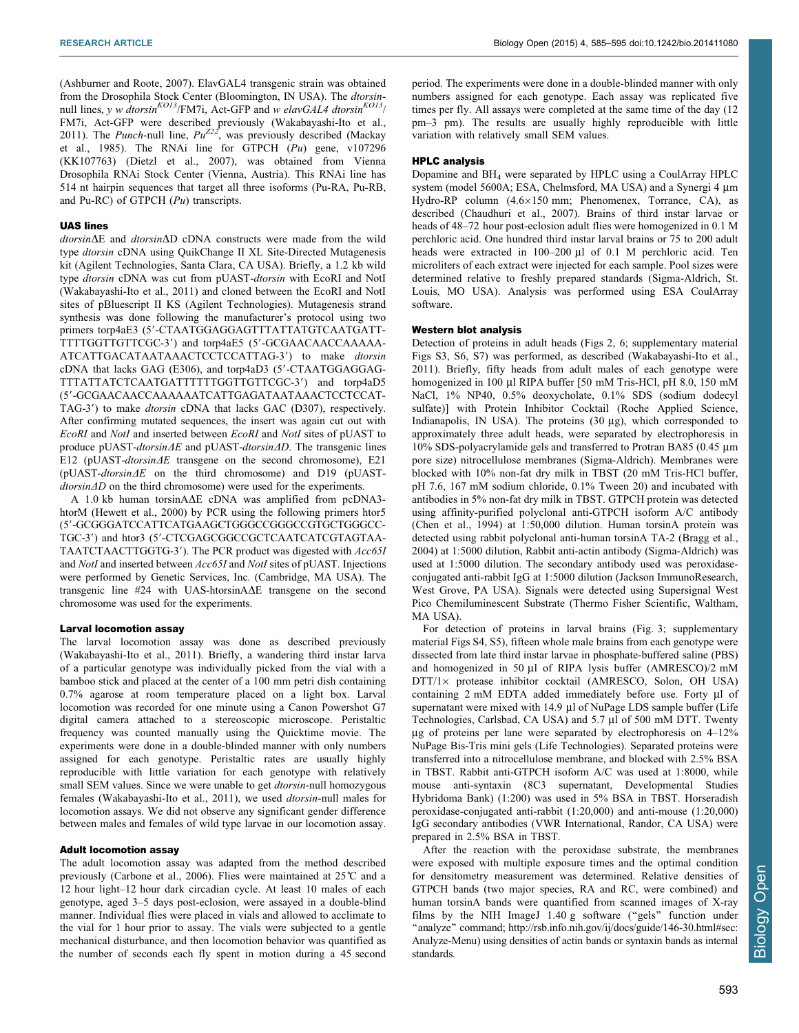(Ashburner and Roote, 2007). ElavGAL4 transgenic strain was obtained from the Drosophila Stock Center (Bloomington, IN USA). The *dtorsin*-null lines, *y w dtorsin*$^{KO13}$/FM7i, Act-GFP and *w elavGAL4 dtorsin*$^{KO13}$/FM7i, Act-GFP were described previously (Wakabayashi-Ito et al., 2011). The *Punch*-null line, $Pu^{Z22}$, was previously described (Mackay et al., 1985). The RNAi line for GTPCH (*Pu*) gene, v107296 (KK107763) (Dietzl et al., 2007), was obtained from Vienna Drosophila RNAi Stock Center (Vienna, Austria). This RNAi line has 514 nt hairpin sequences that target all three isoforms (Pu-RA, Pu-RB, and Pu-RC) of GTPCH (*Pu*) transcripts.

### UAS lines

*dtorsin*ΔE and *dtorsin*ΔD cDNA constructs were made from the wild type *dtorsin* cDNA using QuikChange II XL Site-Directed Mutagenesis kit (Agilent Technologies, Santa Clara, CA USA). Briefly, a 1.2 kb wild type *dtorsin* cDNA was cut from pUAST-*dtorsin* with EcoRI and NotI (Wakabayashi-Ito et al., 2011) and cloned between the EcoRI and NotI sites of pBluescript II KS (Agilent Technologies). Mutagenesis strand synthesis was done following the manufacturer's protocol using two primers torp4aE3 (5′-CTAATGGAGGAGTTTATTATGTCAATGATT-TTTTGGTTGTTCGC-3′) and torp4aE5 (5′-GCGAACAACCAAAAA-ATCATTGACATAATAAACTCCTCCATTAG-3′) to make *dtorsin* cDNA that lacks GAG (E306), and torp4aD3 (5′-CTAATGGAGGAG-TTTATTATCTCAATGATTTTTTGGTTGTTCGC-3′) and torp4aD5 (5′-GCGAACAACCAAAAAATCATTGAGATAATAAACTCCTCCAT-TAG-3′) to make *dtorsin* cDNA that lacks GAC (D307), respectively. After confirming mutated sequences, the insert was again cut out with *EcoRI* and *NotI* and inserted between *EcoRI* and *NotI* sites of pUAST to produce pUAST-*dtorsinΔE* and pUAST-*dtorsinΔD*. The transgenic lines E12 (pUAST-*dtorsinΔE* transgene on the second chromosome), E21 (pUAST-*dtorsinΔE* on the third chromosome) and D19 (pUAST-*dtorsinΔD* on the third chromosome) were used for the experiments.

A 1.0 kb human torsinAΔE cDNA was amplified from pcDNA3-htorM (Hewett et al., 2000) by PCR using the following primers htor5 (5′-GCGGGATCCATTCATGAAGCTGGGCCGGGCCGTGCTGGGCC-TGC-3′) and htor3 (5′-CTCGAGCGGCCGCTCAATCATCGTAGTAA-TAATCTAACTTGGTG-3′). The PCR product was digested with *Acc65I* and *NotI* and inserted between *Acc65I* and *NotI* sites of pUAST. Injections were performed by Genetic Services, Inc. (Cambridge, MA USA). The transgenic line #24 with UAS-htorsinAΔE transgene on the second chromosome was used for the experiments.

### Larval locomotion assay

The larval locomotion assay was done as described previously (Wakabayashi-Ito et al., 2011). Briefly, a wandering third instar larva of a particular genotype was individually picked from the vial with a bamboo stick and placed at the center of a 100 mm petri dish containing 0.7% agarose at room temperature placed on a light box. Larval locomotion was recorded for one minute using a Canon Powershot G7 digital camera attached to a stereoscopic microscope. Peristaltic frequency was counted manually using the Quicktime movie. The experiments were done in a double-blinded manner with only numbers assigned for each genotype. Peristaltic rates are usually highly reproducible with little variation for each genotype with relatively small SEM values. Since we were unable to get *dtorsin*-null homozygous females (Wakabayashi-Ito et al., 2011), we used *dtorsin*-null males for locomotion assays. We did not observe any significant gender difference between males and females of wild type larvae in our locomotion assay.

### Adult locomotion assay

The adult locomotion assay was adapted from the method described previously (Carbone et al., 2006). Flies were maintained at 25℃ and a 12 hour light–12 hour dark circadian cycle. At least 10 males of each genotype, aged 3–5 days post-eclosion, were assayed in a double-blind manner. Individual flies were placed in vials and allowed to acclimate to the vial for 1 hour prior to assay. The vials were subjected to a gentle mechanical disturbance, and then locomotion behavior was quantified as the number of seconds each fly spent in motion during a 45 second period. The experiments were done in a double-blinded manner with only numbers assigned for each genotype. Each assay was replicated five times per fly. All assays were completed at the same time of the day (12 pm–3 pm). The results are usually highly reproducible with little variation with relatively small SEM values.

### HPLC analysis

Dopamine and $BH_4$ were separated by HPLC using a CoulArray HPLC system (model 5600A; ESA, Chelmsford, MA USA) and a Synergi 4 µm Hydro-RP column (4.6×150 mm; Phenomenex, Torrance, CA), as described (Chaudhuri et al., 2007). Brains of third instar larvae or heads of 48–72 hour post-eclosion adult flies were homogenized in 0.1 M perchloric acid. One hundred third instar larval brains or 75 to 200 adult heads were extracted in 100–200 µl of 0.1 M perchloric acid. Ten microliters of each extract were injected for each sample. Pool sizes were determined relative to freshly prepared standards (Sigma-Aldrich, St. Louis, MO USA). Analysis was performed using ESA CoulArray software.

### Western blot analysis

Detection of proteins in adult heads (Figs 2, 6; supplementary material Figs S3, S6, S7) was performed, as described (Wakabayashi-Ito et al., 2011). Briefly, fifty heads from adult males of each genotype were homogenized in 100 µl RIPA buffer [50 mM Tris-HCl, pH 8.0, 150 mM NaCl, 1% NP40, 0.5% deoxycholate, 0.1% SDS (sodium dodecyl sulfate)] with Protein Inhibitor Cocktail (Roche Applied Science, Indianapolis, IN USA). The proteins (30 µg), which corresponded to approximately three adult heads, were separated by electrophoresis in 10% SDS-polyacrylamide gels and transferred to Protran BA85 (0.45 µm pore size) nitrocellulose membranes (Sigma-Aldrich). Membranes were blocked with 10% non-fat dry milk in TBST (20 mM Tris-HCl buffer, pH 7.6, 167 mM sodium chloride, 0.1% Tween 20) and incubated with antibodies in 5% non-fat dry milk in TBST. GTPCH protein was detected using affinity-purified polyclonal anti-GTPCH isoform A/C antibody (Chen et al., 1994) at 1:50,000 dilution. Human torsinA protein was detected using rabbit polyclonal anti-human torsinA TA-2 (Bragg et al., 2004) at 1:5000 dilution, Rabbit anti-actin antibody (Sigma-Aldrich) was used at 1:5000 dilution. The secondary antibody used was peroxidase-conjugated anti-rabbit IgG at 1:5000 dilution (Jackson ImmunoResearch, West Grove, PA USA). Signals were detected using Supersignal West Pico Chemiluminescent Substrate (Thermo Fisher Scientific, Waltham, MA USA).

For detection of proteins in larval brains (Fig. 3; supplementary material Figs S4, S5), fifteen whole male brains from each genotype were dissected from late third instar larvae in phosphate-buffered saline (PBS) and homogenized in 50 µl of RIPA lysis buffer (AMRESCO)/2 mM DTT/1× protease inhibitor cocktail (AMRESCO, Solon, OH USA) containing 2 mM EDTA added immediately before use. Forty µl of supernatant were mixed with 14.9 µl of NuPage LDS sample buffer (Life Technologies, Carlsbad, CA USA) and 5.7 µl of 500 mM DTT. Twenty µg of proteins per lane were separated by electrophoresis on 4–12% NuPage Bis-Tris mini gels (Life Technologies). Separated proteins were transferred into a nitrocellulose membrane, and blocked with 2.5% BSA in TBST. Rabbit anti-GTPCH isoform A/C was used at 1:8000, while mouse anti-syntaxin (8C3 supernatant, Developmental Studies Hybridoma Bank) (1:200) was used in 5% BSA in TBST. Horseradish peroxidase-conjugated anti-rabbit (1:20,000) and anti-mouse (1:20,000) IgG secondary antibodies (VWR International, Randor, CA USA) were prepared in 2.5% BSA in TBST.

After the reaction with the peroxidase substrate, the membranes were exposed with multiple exposure times and the optimal condition for densitometry measurement was determined. Relative densities of GTPCH bands (two major species, RA and RC, were combined) and human torsinA bands were quantified from scanned images of X-ray films by the NIH ImageJ 1.40 g software ("gels" function under "analyze" command; http://rsb.info.nih.gov/ij/docs/guide/146-30.html#sec:Analyze-Menu) using densities of actin bands or syntaxin bands as internal standards.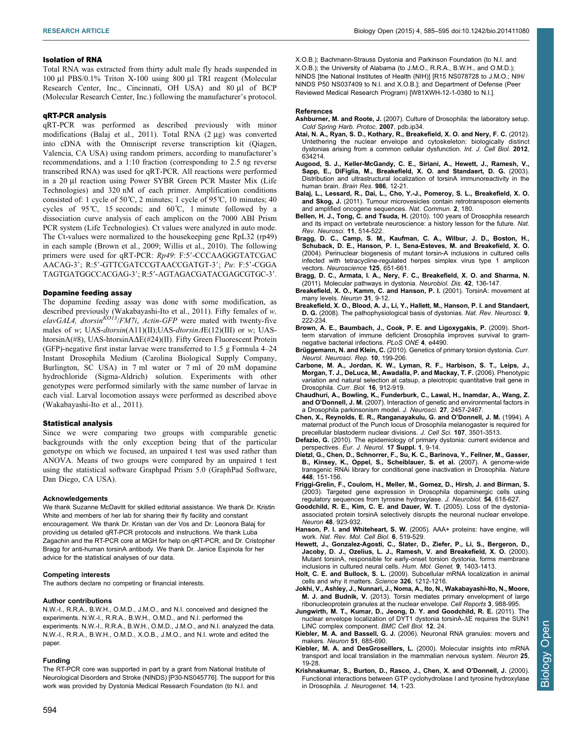### Isolation of RNA

Total RNA was extracted from thirty adult male fly heads suspended in 100 µl PBS/0.1% Triton X-100 using 800 µl TRI reagent (Molecular Research Center, Inc., Cincinnati, OH USA) and 80 µl of BCP (Molecular Research Center, Inc.) following the manufacturer's protocol.

### qRT-PCR analysis

qRT-PCR was performed as described previously with minor modifications (Balaj et al., 2011). Total RNA (2 µg) was converted into cDNA with the Omniscript reverse transcription kit (Qiagen, Valencia, CA USA) using random primers, according to manufacturer's recommendations, and a 1:10 fraction (corresponding to 2.5 ng reverse transcribed RNA) was used for qRT-PCR. All reactions were performed in a 20 µl reaction using Power SYBR Green PCR Master Mix (Life Technologies) and 320 nM of each primer. Amplification conditions consisted of: 1 cycle of 50℃, 2 minutes; 1 cycle of 95℃, 10 minutes; 40 cycles of 95℃, 15 seconds; and 60℃, 1 minute followed by a dissociation curve analysis of each amplicon on the 7000 ABI Prism PCR system (Life Technologies). Ct values were analyzed in auto mode. The Ct-values were normalized to the housekeeping gene RpL32 (rp49) in each sample (Brown et al., 2009; Willis et al., 2010). The following primers were used for qRT-PCR: *Rp49*: F:5′-CCCAAGGGTATCGACAACAG-3′; R:5′-GTTCGATCCGTAACCGATGT-3′; *Pu*: F:5′-CGGATAGTGATGGCCACGAG-3′; R:5′-AGTAGACGATACGAGCGTGC-3′.

### Dopamine feeding assay

The dopamine feeding assay was done with some modification, as described previously (Wakabayashi-Ito et al., 2011). Fifty females of *w, elavGAL4, dtorsin*$^{KO13}$*/FM7i, Actin-GFP* were mated with twenty-five males of *w*; UAS-*dtorsin*(A11)(II);UAS-*dtorsinΔ*E(12)(III) or *w*; UAS-htorsinA(#8), UAS-htorsinAΔE(#24)(II). Fifty Green Fluorescent Protein (GFP)-negative first instar larvae were transferred to 1.5 g Formula 4–24 Instant Drosophila Medium (Carolina Biological Supply Company, Burlington, SC USA) in 7 ml water or 7 ml of 20 mM dopamine hydrochloride (Sigma-Aldrich) solution. Experiments with other genotypes were performed similarly with the same number of larvae in each vial. Larval locomotion assays were performed as described above (Wakabayashi-Ito et al., 2011).

### Statistical analysis

Since we were comparing two groups with comparable genetic backgrounds with the only exception being that of the particular genotype on which we focused, an unpaired t test was used rather than ANOVA. Means of two groups were compared by an unpaired t test using the statistical software Graphpad Prism 5.0 (GraphPad Software, Dan Diego, CA USA).

#### Acknowledgements

We thank Suzanne McDavitt for skilled editorial assistance. We thank Dr. Kristin White and members of her lab for sharing their fly facility and constant encouragement. We thank Dr. Kristan van der Vos and Dr. Leonora Balaj for providing us detailed qRT-PCR protocols and instructions. We thank Luba Zagachin and the RT-PCR core at MGH for help on qRT-PCR, and Dr. Cristopher Bragg for anti-human torsinA antibody. We thank Dr. Janice Espinola for her advice for the statistical analyses of our data.

#### Competing interests

The authors declare no competing or financial interests.

#### Author contributions

N.W-I., R.R.A., B.W.H., O.M.D., J.M.O., and N.I. conceived and designed the experiments. N.W-I., R.R.A., B.W.H., O.M.D., and N.I. performed the experiments. N.W-I., R.R.A., B.W.H., O.M.D., J.M.O., and N.I. analyzed the data. N.W-I., R.R.A., B.W.H., O.M.D., X.O.B., J.M.O., and N.I. wrote and edited the paper.

#### Funding

The RT-PCR core was supported in part by a grant from National Institute of Neurological Disorders and Stroke (NINDS) [P30-NS045776]. The support for this work was provided by Dystonia Medical Research Foundation (to N.I. and X.O.B.); Bachmann-Strauss Dystonia and Parkinson Foundation (to N.I. and X.O.B.); the University of Alabama (to J.M.O., R.R.A., B.W.H., and O.M.D.); NINDS [the National Institutes of Health (NIH)] [R15 NS078728 to J.M.O.; NIH/NINDS P50 NS037409 to N.I. and X.O.B.]; and Department of Defense (Peer Reviewed Medical Research Program) [W81XWH-12-1-0380 to N.I.].

#### References

**Ashburner, M. and Roote, J.** (2007). Culture of Drosophila: the laboratory setup. *Cold Spring Harb. Protoc.* **2007**, pdb.ip34.

**Atai, N. A., Ryan, S. D., Kothary, R., Breakefield, X. O. and Nery, F. C.** (2012). Untethering the nuclear envelope and cytoskeleton: biologically distinct dystonias arising from a common cellular dysfunction. *Int. J. Cell Biol.* **2012**, 634214.

**Augood, S. J., Keller-McGandy, C. E., Siriani, A., Hewett, J., Ramesh, V., Sapp, E., DiFiglia, M., Breakefield, X. O. and Standaert, D. G.** (2003). Distribution and ultrastructural localization of torsinA immunoreactivity in the human brain. *Brain Res.* **986**, 12-21.

**Balaj, L., Lessard, R., Dai, L., Cho, Y.-J., Pomeroy, S. L., Breakefield, X. O. and Skog, J.** (2011). Tumour microvesicles contain retrotransposon elements and amplified oncogene sequences. *Nat. Commun.* **2**, 180.

**Bellen, H. J., Tong, C. and Tsuda, H.** (2010). 100 years of Drosophila research and its impact on vertebrate neuroscience: a history lesson for the future. *Nat. Rev. Neurosci.* **11**, 514-522.

**Bragg, D. C., Camp, S. M., Kaufman, C. A., Wilbur, J. D., Boston, H., Schuback, D. E., Hanson, P. I., Sena-Esteves, M. and Breakefield, X. O.** (2004). Perinuclear biogenesis of mutant torsin-A inclusions in cultured cells infected with tetracycline-regulated herpes simplex virus type 1 amplicon vectors. *Neuroscience* **125**, 651-661.

**Bragg, D. C., Armata, I. A., Nery, F. C., Breakefield, X. O. and Sharma, N.** (2011). Molecular pathways in dystonia. *Neurobiol. Dis.* **42**, 136-147.

**Breakefield, X. O., Kamm, C. and Hanson, P. I.** (2001). TorsinA: movement at many levels. *Neuron* **31**, 9-12.

**Breakefield, X. O., Blood, A. J., Li, Y., Hallett, M., Hanson, P. I. and Standaert, D. G.** (2008). The pathophysiological basis of dystonias. *Nat. Rev. Neurosci.* **9**, 222-234.

**Brown, A. E., Baumbach, J., Cook, P. E. and Ligoxygakis, P.** (2009). Short-term starvation of immune deficient Drosophila improves survival to gram-negative bacterial infections. *PLoS ONE* **4**, e4490.

**Brüggemann, N. and Klein, C.** (2010). Genetics of primary torsion dystonia. *Curr. Neurol. Neurosci. Rep.* **10**, 199-206.

**Carbone, M. A., Jordan, K. W., Lyman, R. F., Harbison, S. T., Leips, J., Morgan, T. J., DeLuca, M., Awadalla, P. and Mackay, T. F.** (2006). Phenotypic variation and natural selection at catsup, a pleiotropic quantitative trait gene in Drosophila. *Curr. Biol.* **16**, 912-919.

**Chaudhuri, A., Bowling, K., Funderburk, C., Lawal, H., Inamdar, A., Wang, Z. and O'Donnell, J. M.** (2007). Interaction of genetic and environmental factors in a Drosophila parkinsonism model. *J. Neurosci.* **27**, 2457-2467.

**Chen, X., Reynolds, E. R., Ranganayakulu, G. and O'Donnell, J. M.** (1994). A maternal product of the Punch locus of Drosophila melanogaster is required for precellular blastoderm nuclear divisions. *J. Cell Sci.* **107**, 3501-3513.

**Defazio, G.** (2010). The epidemiology of primary dystonia: current evidence and perspectives. *Eur. J. Neurol.* **17 Suppl. 1**, 9-14.

**Dietzl, G., Chen, D., Schnorrer, F., Su, K. C., Barinova, Y., Fellner, M., Gasser, B., Kinsey, K., Oppel, S., Scheiblauer, S. et al.** (2007). A genome-wide transgenic RNAi library for conditional gene inactivation in Drosophila. *Nature* **448**, 151-156.

**Friggi-Grelin, F., Coulom, H., Meller, M., Gomez, D., Hirsh, J. and Birman, S.** (2003). Targeted gene expression in Drosophila dopaminergic cells using regulatory sequences from tyrosine hydroxylase. *J. Neurobiol.* **54**, 618-627.

**Goodchild, R. E., Kim, C. E. and Dauer, W. T.** (2005). Loss of the dystonia-associated protein torsinA selectively disrupts the neuronal nuclear envelope. *Neuron* **48**, 923-932.

**Hanson, P. I. and Whiteheart, S. W.** (2005). AAA+ proteins: have engine, will work. *Nat. Rev. Mol. Cell Biol.* **6**, 519-529.

**Hewett, J., Gonzalez-Agosti, C., Slater, D., Ziefer, P., Li, S., Bergeron, D., Jacoby, D. J., Ozelius, L. J., Ramesh, V. and Breakefield, X. O.** (2000). Mutant torsinA, responsible for early-onset torsion dystonia, forms membrane inclusions in cultured neural cells. *Hum. Mol. Genet.* **9**, 1403-1413.

**Holt, C. E. and Bullock, S. L.** (2009). Subcellular mRNA localization in animal cells and why it matters. *Science* **326**, 1212-1216.

**Jokhi, V., Ashley, J., Nunnari, J., Noma, A., Ito, N., Wakabayashi-Ito, N., Moore, M. J. and Budnik, V.** (2013). Torsin mediates primary envelopment of large ribonucleoprotein granules at the nuclear envelope. *Cell Reports* **3**, 988-995.

**Jungwirth, M. T., Kumar, D., Jeong, D. Y. and Goodchild, R. E.** (2011). The nuclear envelope localization of DYT1 dystonia torsinA-ΔE requires the SUN1 LINC complex component. *BMC Cell Biol.* **12**, 24.

**Kiebler, M. A. and Bassell, G. J.** (2006). Neuronal RNA granules: movers and makers. *Neuron* **51**, 685-690.

**Kiebler, M. A. and DesGroseillers, L.** (2000). Molecular insights into mRNA transport and local translation in the mammalian nervous system. *Neuron* **25**, 19-28.

**Krishnakumar, S., Burton, D., Rasco, J., Chen, X. and O'Donnell, J.** (2000). Functional interactions between GTP cyclohydrolase I and tyrosine hydroxylase in Drosophila. *J. Neurogenet.* **14**, 1-23.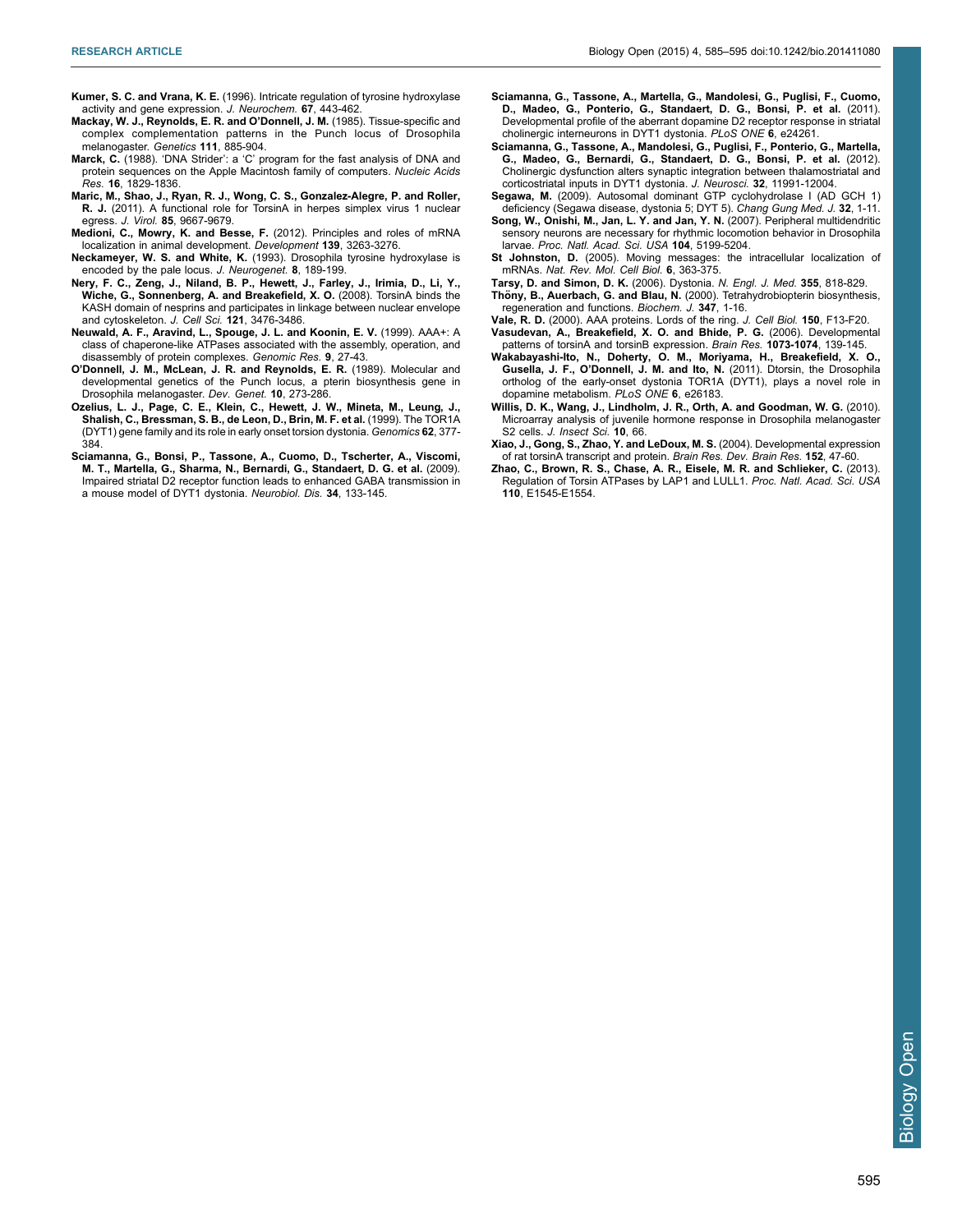**Kumer, S. C. and Vrana, K. E.** (1996). Intricate regulation of tyrosine hydroxylase activity and gene expression. *J. Neurochem.* **67**, 443-462.

**Mackay, W. J., Reynolds, E. R. and O'Donnell, J. M.** (1985). Tissue-specific and complex complementation patterns in the Punch locus of Drosophila melanogaster. *Genetics* **111**, 885-904.

**Marck, C.** (1988). 'DNA Strider': a 'C' program for the fast analysis of DNA and protein sequences on the Apple Macintosh family of computers. *Nucleic Acids Res.* **16**, 1829-1836.

**Maric, M., Shao, J., Ryan, R. J., Wong, C. S., Gonzalez-Alegre, P. and Roller, R. J.** (2011). A functional role for TorsinA in herpes simplex virus 1 nuclear egress. *J. Virol.* **85**, 9667-9679.

**Medioni, C., Mowry, K. and Besse, F.** (2012). Principles and roles of mRNA localization in animal development. *Development* **139**, 3263-3276.

**Neckameyer, W. S. and White, K.** (1993). Drosophila tyrosine hydroxylase is encoded by the pale locus. *J. Neurogenet.* **8**, 189-199.

**Nery, F. C., Zeng, J., Niland, B. P., Hewett, J., Farley, J., Irimia, D., Li, Y., Wiche, G., Sonnenberg, A. and Breakefield, X. O.** (2008). TorsinA binds the KASH domain of nesprins and participates in linkage between nuclear envelope and cytoskeleton. *J. Cell Sci.* **121**, 3476-3486.

**Neuwald, A. F., Aravind, L., Spouge, J. L. and Koonin, E. V.** (1999). AAA+: A class of chaperone-like ATPases associated with the assembly, operation, and disassembly of protein complexes. *Genomic Res.* **9**, 27-43.

**O'Donnell, J. M., McLean, J. R. and Reynolds, E. R.** (1989). Molecular and developmental genetics of the Punch locus, a pterin biosynthesis gene in Drosophila melanogaster. *Dev. Genet.* **10**, 273-286.

**Ozelius, L. J., Page, C. E., Klein, C., Hewett, J. W., Mineta, M., Leung, J., Shalish, C., Bressman, S. B., de Leon, D., Brin, M. F. et al.** (1999). The TOR1A (DYT1) gene family and its role in early onset torsion dystonia. *Genomics* **62**, 377-384.

**Sciamanna, G., Bonsi, P., Tassone, A., Cuomo, D., Tscherter, A., Viscomi, M. T., Martella, G., Sharma, N., Bernardi, G., Standaert, D. G. et al.** (2009). Impaired striatal D2 receptor function leads to enhanced GABA transmission in a mouse model of DYT1 dystonia. *Neurobiol. Dis.* **34**, 133-145.

**Sciamanna, G., Tassone, A., Martella, G., Mandolesi, G., Puglisi, F., Cuomo, D., Madeo, G., Ponterio, G., Standaert, D. G., Bonsi, P. et al.** (2011). Developmental profile of the aberrant dopamine D2 receptor response in striatal cholinergic interneurons in DYT1 dystonia. *PLoS ONE* **6**, e24261.

**Sciamanna, G., Tassone, A., Mandolesi, G., Puglisi, F., Ponterio, G., Martella, G., Madeo, G., Bernardi, G., Standaert, D. G., Bonsi, P. et al.** (2012). Cholinergic dysfunction alters synaptic integration between thalamostriatal and corticostriatal inputs in DYT1 dystonia. *J. Neurosci.* **32**, 11991-12004.

**Segawa, M.** (2009). Autosomal dominant GTP cyclohydrolase I (AD GCH 1) deficiency (Segawa disease, dystonia 5; DYT 5). *Chang Gung Med. J.* **32**, 1-11.

**Song, W., Onishi, M., Jan, L. Y. and Jan, Y. N.** (2007). Peripheral multidendritic sensory neurons are necessary for rhythmic locomotion behavior in Drosophila larvae. *Proc. Natl. Acad. Sci. USA* **104**, 5199-5204.

**St Johnston, D.** (2005). Moving messages: the intracellular localization of mRNAs. *Nat. Rev. Mol. Cell Biol.* **6**, 363-375.

**Tarsy, D. and Simon, D. K.** (2006). Dystonia. *N. Engl. J. Med.* **355**, 818-829.

**Thöny, B., Auerbach, G. and Blau, N.** (2000). Tetrahydrobiopterin biosynthesis, regeneration and functions. *Biochem. J.* **347**, 1-16.

**Vale, R. D.** (2000). AAA proteins. Lords of the ring. *J. Cell Biol.* **150**, F13-F20.

**Vasudevan, A., Breakefield, X. O. and Bhide, P. G.** (2006). Developmental patterns of torsinA and torsinB expression. *Brain Res.* **1073-1074**, 139-145.

**Wakabayashi-Ito, N., Doherty, O. M., Moriyama, H., Breakefield, X. O., Gusella, J. F., O'Donnell, J. M. and Ito, N.** (2011). Dtorsin, the Drosophila ortholog of the early-onset dystonia TOR1A (DYT1), plays a novel role in dopamine metabolism. *PLoS ONE* **6**, e26183.

**Willis, D. K., Wang, J., Lindholm, J. R., Orth, A. and Goodman, W. G.** (2010). Microarray analysis of juvenile hormone response in Drosophila melanogaster S2 cells. *J. Insect Sci.* **10**, 66.

**Xiao, J., Gong, S., Zhao, Y. and LeDoux, M. S.** (2004). Developmental expression of rat torsinA transcript and protein. *Brain Res. Dev. Brain Res.* **152**, 47-60.

**Zhao, C., Brown, R. S., Chase, A. R., Eisele, M. R. and Schlieker, C.** (2013). Regulation of Torsin ATPases by LAP1 and LULL1. *Proc. Natl. Acad. Sci. USA* **110**, E1545-E1554.